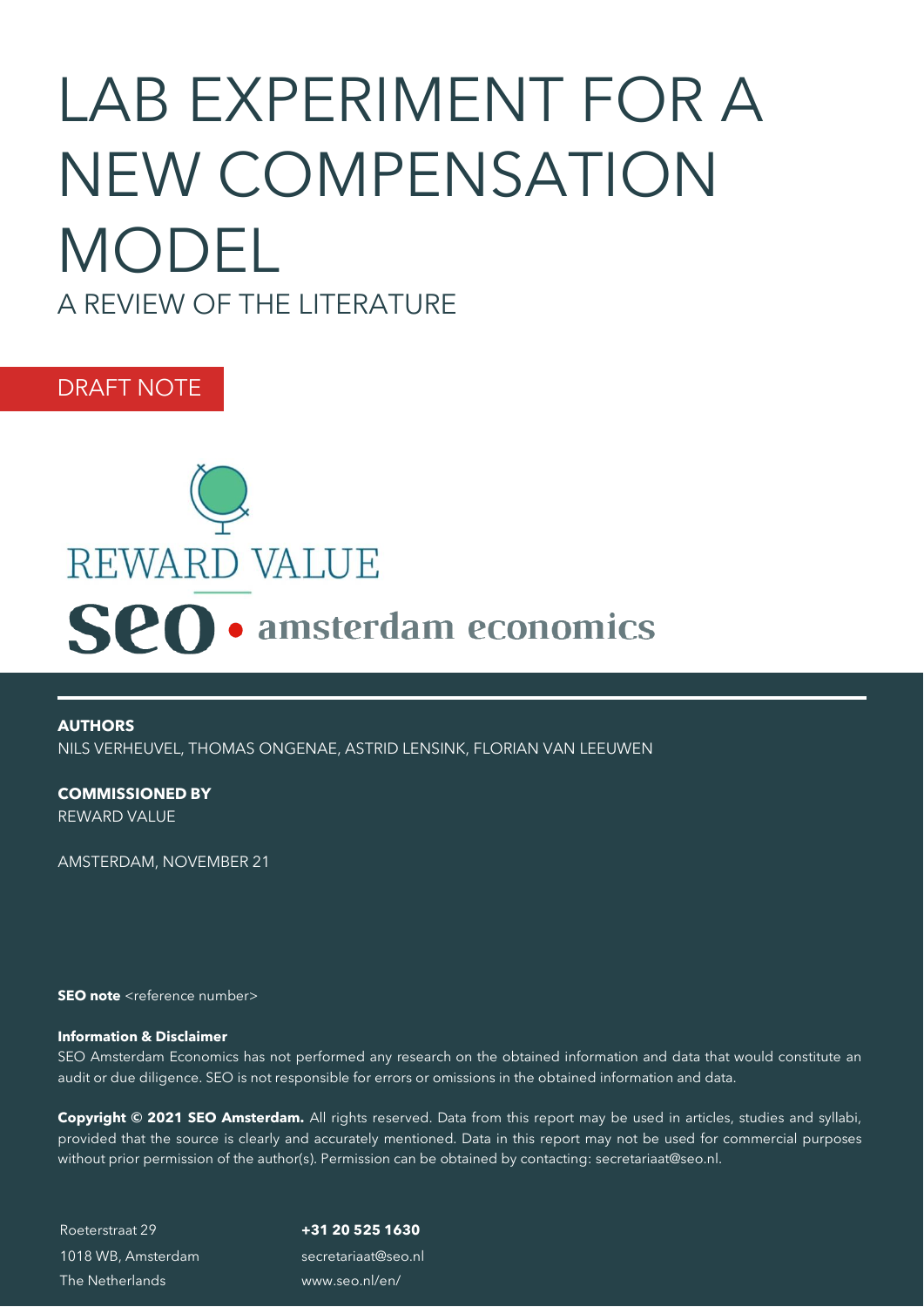# LAB EXPERIMENT FOR A NEW COMPENSATION MODEL

## A REVIEW OF THE LITERATURE

DRAFT NOTE

REWARD VALUE

seo • amsterdam economics

**AUTHORS**

NILS VERHEUVEL, THOMAS ONGENAE, ASTRID LENSINK, FLORIAN VAN LEEUWEN

**COMMISSIONED BY**

REWARD VALUE

AMSTERDAM, NOVEMBER 21

**SEO note** <reference number>

**Information & Disclaimer**

SEO Amsterdam Economics has not performed any research on the obtained information and data that would constitute an audit or due diligence. SEO is not responsible for errors or omissions in the obtained information and data.

**Copyright © 2021 SEO Amsterdam.** All rights reserved. Data from this report may be used in articles, studies and syllabi, provided that the source is clearly and accurately mentioned. Data in this report may not be used for commercial purposes without prior permission of the author(s). Permission can be obtained by contacting: secretariaat@seo.nl.

Roeterstraat 29
1018 WB, Amsterdam
The Netherlands

**+31 20 525 1630**
secretariaat@seo.nl
www.seo.nl/en/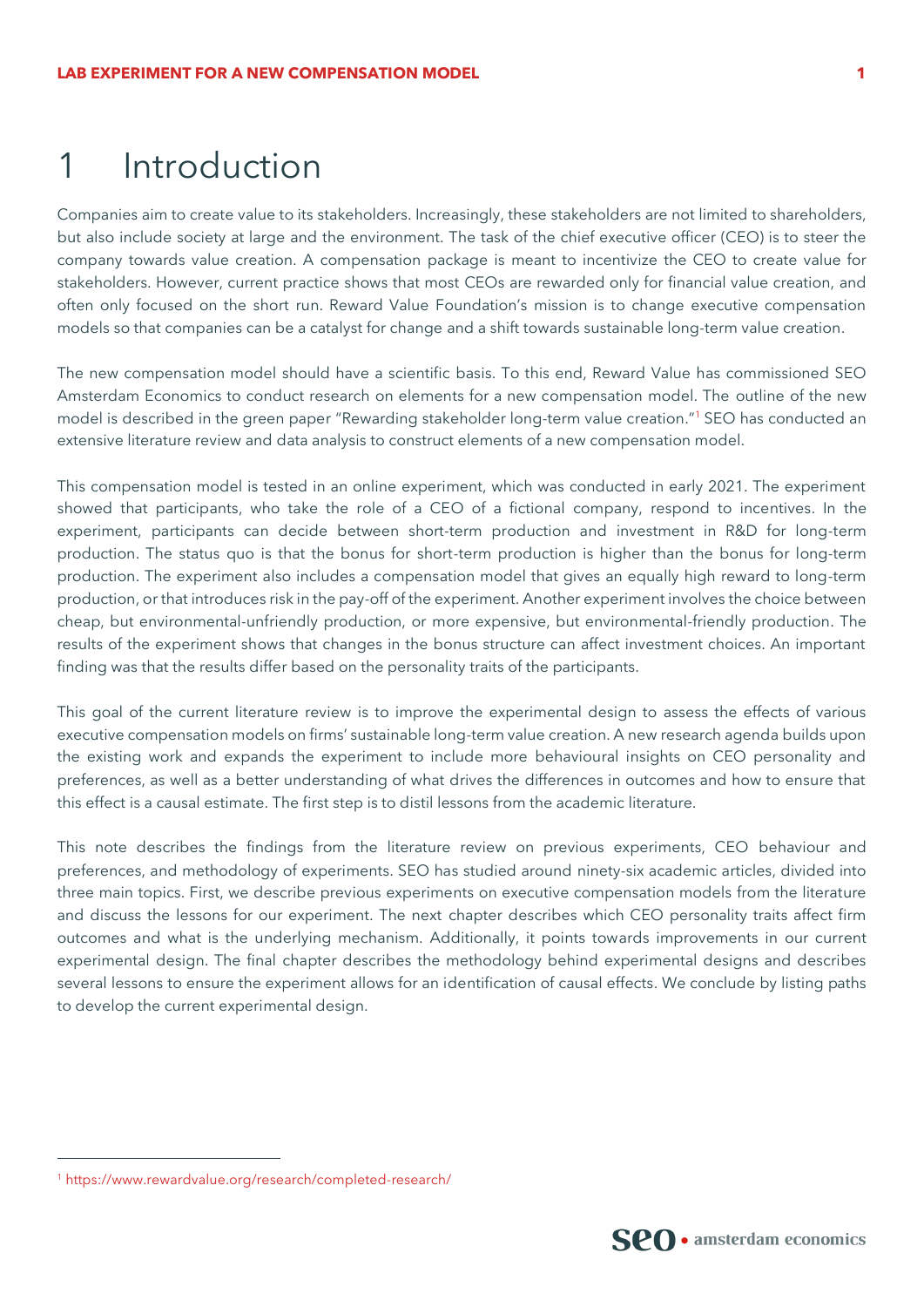# 1 Introduction

Companies aim to create value to its stakeholders. Increasingly, these stakeholders are not limited to shareholders, but also include society at large and the environment. The task of the chief executive officer (CEO) is to steer the company towards value creation. A compensation package is meant to incentivize the CEO to create value for stakeholders. However, current practice shows that most CEOs are rewarded only for financial value creation, and often only focused on the short run. Reward Value Foundation's mission is to change executive compensation models so that companies can be a catalyst for change and a shift towards sustainable long-term value creation.

The new compensation model should have a scientific basis. To this end, Reward Value has commissioned SEO Amsterdam Economics to conduct research on elements for a new compensation model. The outline of the new model is described in the green paper "Rewarding stakeholder long-term value creation."[1] SEO has conducted an extensive literature review and data analysis to construct elements of a new compensation model.

This compensation model is tested in an online experiment, which was conducted in early 2021. The experiment showed that participants, who take the role of a CEO of a fictional company, respond to incentives. In the experiment, participants can decide between short-term production and investment in R&D for long-term production. The status quo is that the bonus for short-term production is higher than the bonus for long-term production. The experiment also includes a compensation model that gives an equally high reward to long-term production, or that introduces risk in the pay-off of the experiment. Another experiment involves the choice between cheap, but environmental-unfriendly production, or more expensive, but environmental-friendly production. The results of the experiment shows that changes in the bonus structure can affect investment choices. An important finding was that the results differ based on the personality traits of the participants.

This goal of the current literature review is to improve the experimental design to assess the effects of various executive compensation models on firms' sustainable long-term value creation. A new research agenda builds upon the existing work and expands the experiment to include more behavioural insights on CEO personality and preferences, as well as a better understanding of what drives the differences in outcomes and how to ensure that this effect is a causal estimate. The first step is to distil lessons from the academic literature.

This note describes the findings from the literature review on previous experiments, CEO behaviour and preferences, and methodology of experiments. SEO has studied around ninety-six academic articles, divided into three main topics. First, we describe previous experiments on executive compensation models from the literature and discuss the lessons for our experiment. The next chapter describes which CEO personality traits affect firm outcomes and what is the underlying mechanism. Additionally, it points towards improvements in our current experimental design. The final chapter describes the methodology behind experimental designs and describes several lessons to ensure the experiment allows for an identification of causal effects. We conclude by listing paths to develop the current experimental design.

[1] https://www.rewardvalue.org/research/completed-research/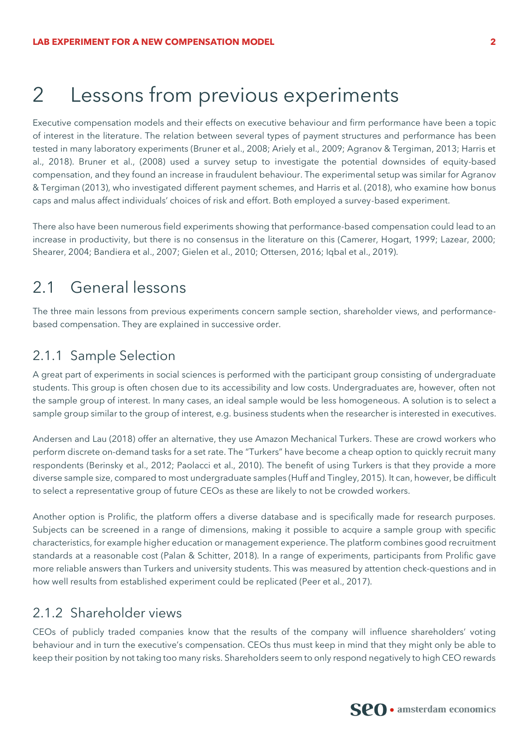# 2 Lessons from previous experiments

Executive compensation models and their effects on executive behaviour and firm performance have been a topic of interest in the literature. The relation between several types of payment structures and performance has been tested in many laboratory experiments (Bruner et al., 2008; Ariely et al., 2009; Agranov & Tergiman, 2013; Harris et al., 2018). Bruner et al., (2008) used a survey setup to investigate the potential downsides of equity-based compensation, and they found an increase in fraudulent behaviour. The experimental setup was similar for Agranov & Tergiman (2013), who investigated different payment schemes, and Harris et al. (2018), who examine how bonus caps and malus affect individuals' choices of risk and effort. Both employed a survey-based experiment.

There also have been numerous field experiments showing that performance-based compensation could lead to an increase in productivity, but there is no consensus in the literature on this (Camerer, Hogart, 1999; Lazear, 2000; Shearer, 2004; Bandiera et al., 2007; Gielen et al., 2010; Ottersen, 2016; Iqbal et al., 2019).

## 2.1 General lessons

The three main lessons from previous experiments concern sample section, shareholder views, and performance-based compensation. They are explained in successive order.

### 2.1.1 Sample Selection

A great part of experiments in social sciences is performed with the participant group consisting of undergraduate students. This group is often chosen due to its accessibility and low costs. Undergraduates are, however, often not the sample group of interest. In many cases, an ideal sample would be less homogeneous. A solution is to select a sample group similar to the group of interest, e.g. business students when the researcher is interested in executives.

Andersen and Lau (2018) offer an alternative, they use Amazon Mechanical Turkers. These are crowd workers who perform discrete on-demand tasks for a set rate. The "Turkers" have become a cheap option to quickly recruit many respondents (Berinsky et al., 2012; Paolacci et al., 2010). The benefit of using Turkers is that they provide a more diverse sample size, compared to most undergraduate samples (Huff and Tingley, 2015). It can, however, be difficult to select a representative group of future CEOs as these are likely to not be crowded workers.

Another option is Prolific, the platform offers a diverse database and is specifically made for research purposes. Subjects can be screened in a range of dimensions, making it possible to acquire a sample group with specific characteristics, for example higher education or management experience. The platform combines good recruitment standards at a reasonable cost (Palan & Schitter, 2018). In a range of experiments, participants from Prolific gave more reliable answers than Turkers and university students. This was measured by attention check-questions and in how well results from established experiment could be replicated (Peer et al., 2017).

### 2.1.2 Shareholder views

CEOs of publicly traded companies know that the results of the company will influence shareholders' voting behaviour and in turn the executive's compensation. CEOs thus must keep in mind that they might only be able to keep their position by not taking too many risks. Shareholders seem to only respond negatively to high CEO rewards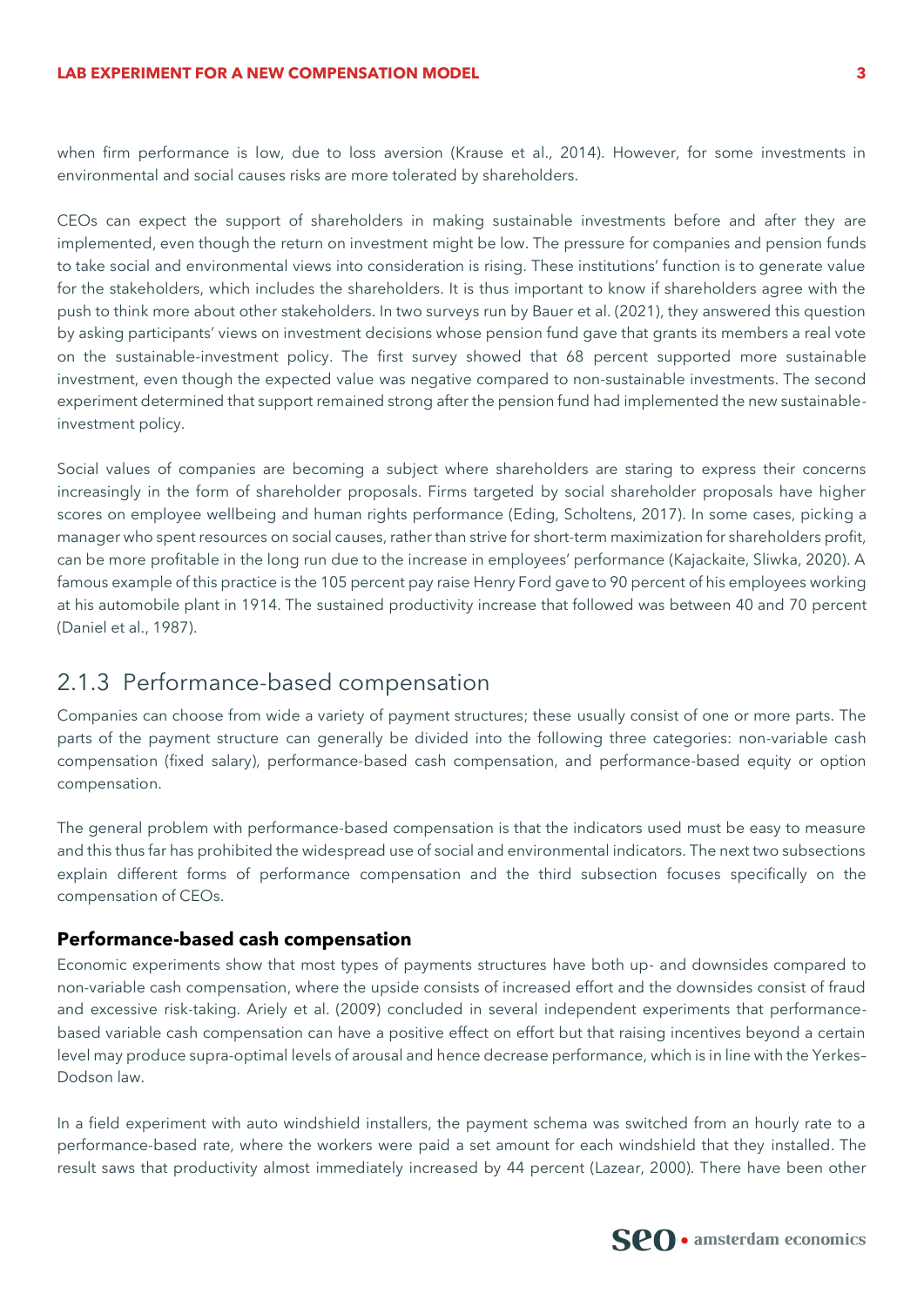when firm performance is low, due to loss aversion (Krause et al., 2014). However, for some investments in environmental and social causes risks are more tolerated by shareholders.

CEOs can expect the support of shareholders in making sustainable investments before and after they are implemented, even though the return on investment might be low. The pressure for companies and pension funds to take social and environmental views into consideration is rising. These institutions' function is to generate value for the stakeholders, which includes the shareholders. It is thus important to know if shareholders agree with the push to think more about other stakeholders. In two surveys run by Bauer et al. (2021), they answered this question by asking participants' views on investment decisions whose pension fund gave that grants its members a real vote on the sustainable-investment policy. The first survey showed that 68 percent supported more sustainable investment, even though the expected value was negative compared to non-sustainable investments. The second experiment determined that support remained strong after the pension fund had implemented the new sustainable-investment policy.

Social values of companies are becoming a subject where shareholders are staring to express their concerns increasingly in the form of shareholder proposals. Firms targeted by social shareholder proposals have higher scores on employee wellbeing and human rights performance (Eding, Scholtens, 2017). In some cases, picking a manager who spent resources on social causes, rather than strive for short-term maximization for shareholders profit, can be more profitable in the long run due to the increase in employees' performance (Kajackaite, Sliwka, 2020). A famous example of this practice is the 105 percent pay raise Henry Ford gave to 90 percent of his employees working at his automobile plant in 1914. The sustained productivity increase that followed was between 40 and 70 percent (Daniel et al., 1987).

## 2.1.3 Performance-based compensation

Companies can choose from wide a variety of payment structures; these usually consist of one or more parts. The parts of the payment structure can generally be divided into the following three categories: non-variable cash compensation (fixed salary), performance-based cash compensation, and performance-based equity or option compensation.

The general problem with performance-based compensation is that the indicators used must be easy to measure and this thus far has prohibited the widespread use of social and environmental indicators. The next two subsections explain different forms of performance compensation and the third subsection focuses specifically on the compensation of CEOs.

### Performance-based cash compensation

Economic experiments show that most types of payments structures have both up- and downsides compared to non-variable cash compensation, where the upside consists of increased effort and the downsides consist of fraud and excessive risk-taking. Ariely et al. (2009) concluded in several independent experiments that performance-based variable cash compensation can have a positive effect on effort but that raising incentives beyond a certain level may produce supra-optimal levels of arousal and hence decrease performance, which is in line with the Yerkes–Dodson law.

In a field experiment with auto windshield installers, the payment schema was switched from an hourly rate to a performance-based rate, where the workers were paid a set amount for each windshield that they installed. The result saws that productivity almost immediately increased by 44 percent (Lazear, 2000). There have been other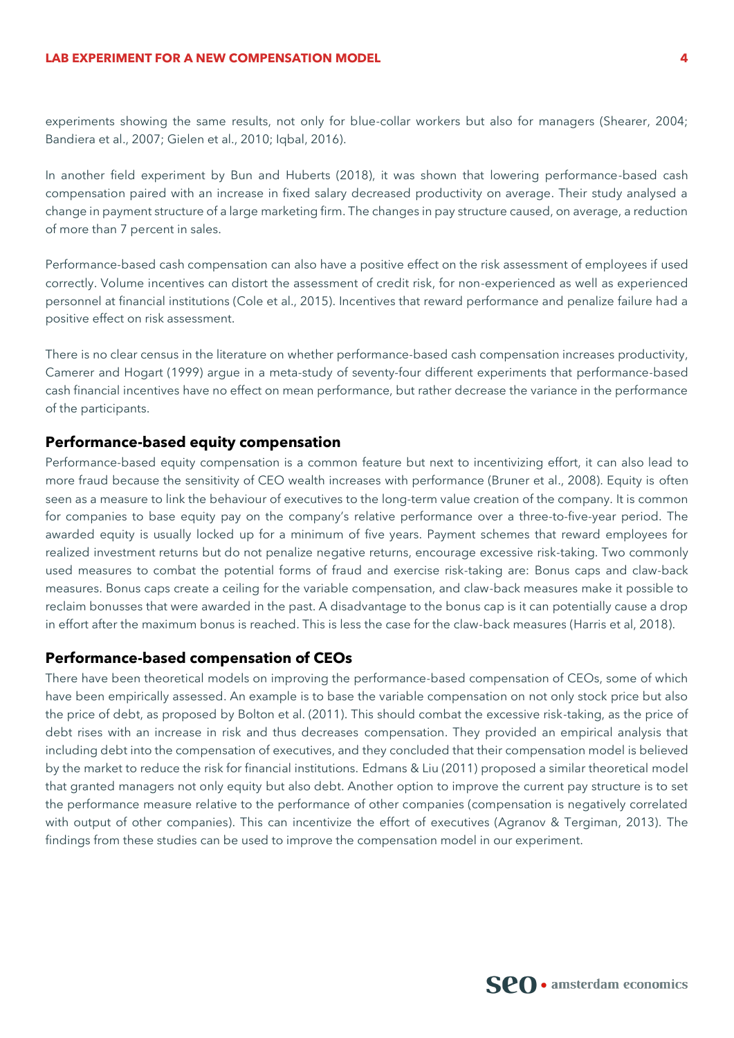experiments showing the same results, not only for blue-collar workers but also for managers (Shearer, 2004; Bandiera et al., 2007; Gielen et al., 2010; Iqbal, 2016).

In another field experiment by Bun and Huberts (2018), it was shown that lowering performance-based cash compensation paired with an increase in fixed salary decreased productivity on average. Their study analysed a change in payment structure of a large marketing firm. The changes in pay structure caused, on average, a reduction of more than 7 percent in sales.

Performance-based cash compensation can also have a positive effect on the risk assessment of employees if used correctly. Volume incentives can distort the assessment of credit risk, for non-experienced as well as experienced personnel at financial institutions (Cole et al., 2015). Incentives that reward performance and penalize failure had a positive effect on risk assessment.

There is no clear census in the literature on whether performance-based cash compensation increases productivity, Camerer and Hogart (1999) argue in a meta-study of seventy-four different experiments that performance-based cash financial incentives have no effect on mean performance, but rather decrease the variance in the performance of the participants.

### Performance-based equity compensation

Performance-based equity compensation is a common feature but next to incentivizing effort, it can also lead to more fraud because the sensitivity of CEO wealth increases with performance (Bruner et al., 2008). Equity is often seen as a measure to link the behaviour of executives to the long-term value creation of the company. It is common for companies to base equity pay on the company's relative performance over a three-to-five-year period. The awarded equity is usually locked up for a minimum of five years. Payment schemes that reward employees for realized investment returns but do not penalize negative returns, encourage excessive risk-taking. Two commonly used measures to combat the potential forms of fraud and exercise risk-taking are: Bonus caps and claw-back measures. Bonus caps create a ceiling for the variable compensation, and claw-back measures make it possible to reclaim bonusses that were awarded in the past. A disadvantage to the bonus cap is it can potentially cause a drop in effort after the maximum bonus is reached. This is less the case for the claw-back measures (Harris et al, 2018).

### Performance-based compensation of CEOs

There have been theoretical models on improving the performance-based compensation of CEOs, some of which have been empirically assessed. An example is to base the variable compensation on not only stock price but also the price of debt, as proposed by Bolton et al. (2011). This should combat the excessive risk-taking, as the price of debt rises with an increase in risk and thus decreases compensation. They provided an empirical analysis that including debt into the compensation of executives, and they concluded that their compensation model is believed by the market to reduce the risk for financial institutions. Edmans & Liu (2011) proposed a similar theoretical model that granted managers not only equity but also debt. Another option to improve the current pay structure is to set the performance measure relative to the performance of other companies (compensation is negatively correlated with output of other companies). This can incentivize the effort of executives (Agranov & Tergiman, 2013). The findings from these studies can be used to improve the compensation model in our experiment.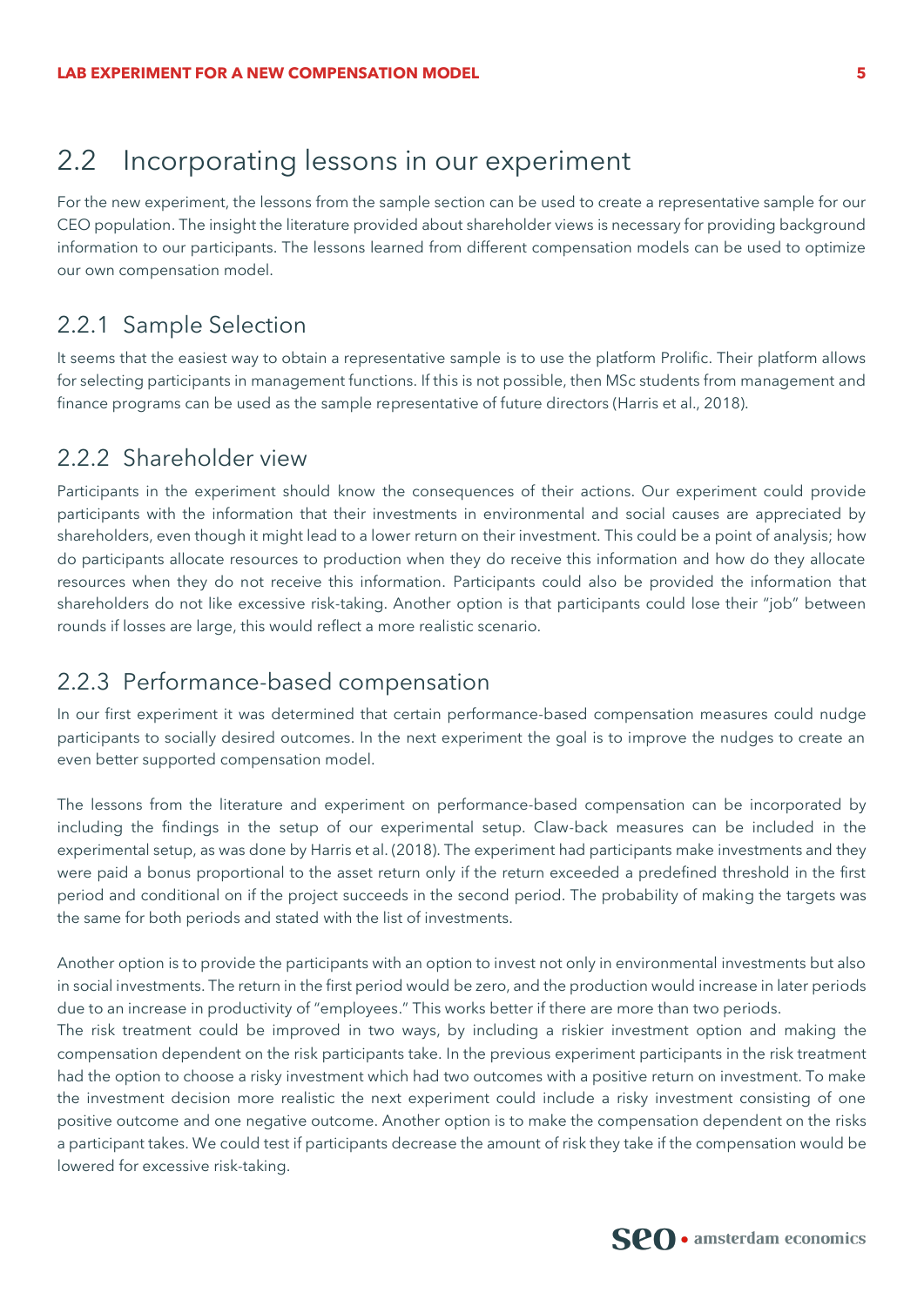## 2.2 Incorporating lessons in our experiment

For the new experiment, the lessons from the sample section can be used to create a representative sample for our CEO population. The insight the literature provided about shareholder views is necessary for providing background information to our participants. The lessons learned from different compensation models can be used to optimize our own compensation model.

### 2.2.1 Sample Selection

It seems that the easiest way to obtain a representative sample is to use the platform Prolific. Their platform allows for selecting participants in management functions. If this is not possible, then MSc students from management and finance programs can be used as the sample representative of future directors (Harris et al., 2018).

### 2.2.2 Shareholder view

Participants in the experiment should know the consequences of their actions. Our experiment could provide participants with the information that their investments in environmental and social causes are appreciated by shareholders, even though it might lead to a lower return on their investment. This could be a point of analysis; how do participants allocate resources to production when they do receive this information and how do they allocate resources when they do not receive this information. Participants could also be provided the information that shareholders do not like excessive risk-taking. Another option is that participants could lose their "job" between rounds if losses are large, this would reflect a more realistic scenario.

### 2.2.3 Performance-based compensation

In our first experiment it was determined that certain performance-based compensation measures could nudge participants to socially desired outcomes. In the next experiment the goal is to improve the nudges to create an even better supported compensation model.

The lessons from the literature and experiment on performance-based compensation can be incorporated by including the findings in the setup of our experimental setup. Claw-back measures can be included in the experimental setup, as was done by Harris et al. (2018). The experiment had participants make investments and they were paid a bonus proportional to the asset return only if the return exceeded a predefined threshold in the first period and conditional on if the project succeeds in the second period. The probability of making the targets was the same for both periods and stated with the list of investments.

Another option is to provide the participants with an option to invest not only in environmental investments but also in social investments. The return in the first period would be zero, and the production would increase in later periods due to an increase in productivity of "employees." This works better if there are more than two periods.

The risk treatment could be improved in two ways, by including a riskier investment option and making the compensation dependent on the risk participants take. In the previous experiment participants in the risk treatment had the option to choose a risky investment which had two outcomes with a positive return on investment. To make the investment decision more realistic the next experiment could include a risky investment consisting of one positive outcome and one negative outcome. Another option is to make the compensation dependent on the risks a participant takes. We could test if participants decrease the amount of risk they take if the compensation would be lowered for excessive risk-taking.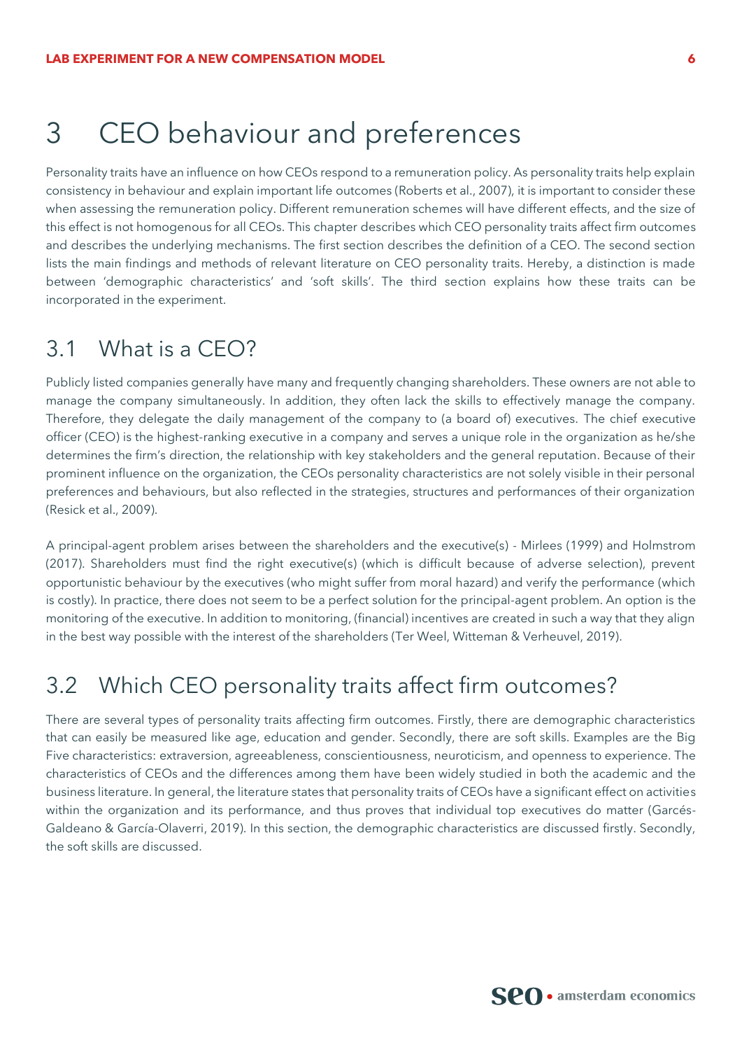# 3 CEO behaviour and preferences

Personality traits have an influence on how CEOs respond to a remuneration policy. As personality traits help explain consistency in behaviour and explain important life outcomes (Roberts et al., 2007), it is important to consider these when assessing the remuneration policy. Different remuneration schemes will have different effects, and the size of this effect is not homogenous for all CEOs. This chapter describes which CEO personality traits affect firm outcomes and describes the underlying mechanisms. The first section describes the definition of a CEO. The second section lists the main findings and methods of relevant literature on CEO personality traits. Hereby, a distinction is made between 'demographic characteristics' and 'soft skills'. The third section explains how these traits can be incorporated in the experiment.

## 3.1 What is a CEO?

Publicly listed companies generally have many and frequently changing shareholders. These owners are not able to manage the company simultaneously. In addition, they often lack the skills to effectively manage the company. Therefore, they delegate the daily management of the company to (a board of) executives. The chief executive officer (CEO) is the highest-ranking executive in a company and serves a unique role in the organization as he/she determines the firm's direction, the relationship with key stakeholders and the general reputation. Because of their prominent influence on the organization, the CEOs personality characteristics are not solely visible in their personal preferences and behaviours, but also reflected in the strategies, structures and performances of their organization (Resick et al., 2009).

A principal-agent problem arises between the shareholders and the executive(s) - Mirlees (1999) and Holmstrom (2017). Shareholders must find the right executive(s) (which is difficult because of adverse selection), prevent opportunistic behaviour by the executives (who might suffer from moral hazard) and verify the performance (which is costly). In practice, there does not seem to be a perfect solution for the principal-agent problem. An option is the monitoring of the executive. In addition to monitoring, (financial) incentives are created in such a way that they align in the best way possible with the interest of the shareholders (Ter Weel, Witteman & Verheuvel, 2019).

## 3.2 Which CEO personality traits affect firm outcomes?

There are several types of personality traits affecting firm outcomes. Firstly, there are demographic characteristics that can easily be measured like age, education and gender. Secondly, there are soft skills. Examples are the Big Five characteristics: extraversion, agreeableness, conscientiousness, neuroticism, and openness to experience. The characteristics of CEOs and the differences among them have been widely studied in both the academic and the business literature. In general, the literature states that personality traits of CEOs have a significant effect on activities within the organization and its performance, and thus proves that individual top executives do matter (Garcés-Galdeano & García-Olaverri, 2019). In this section, the demographic characteristics are discussed firstly. Secondly, the soft skills are discussed.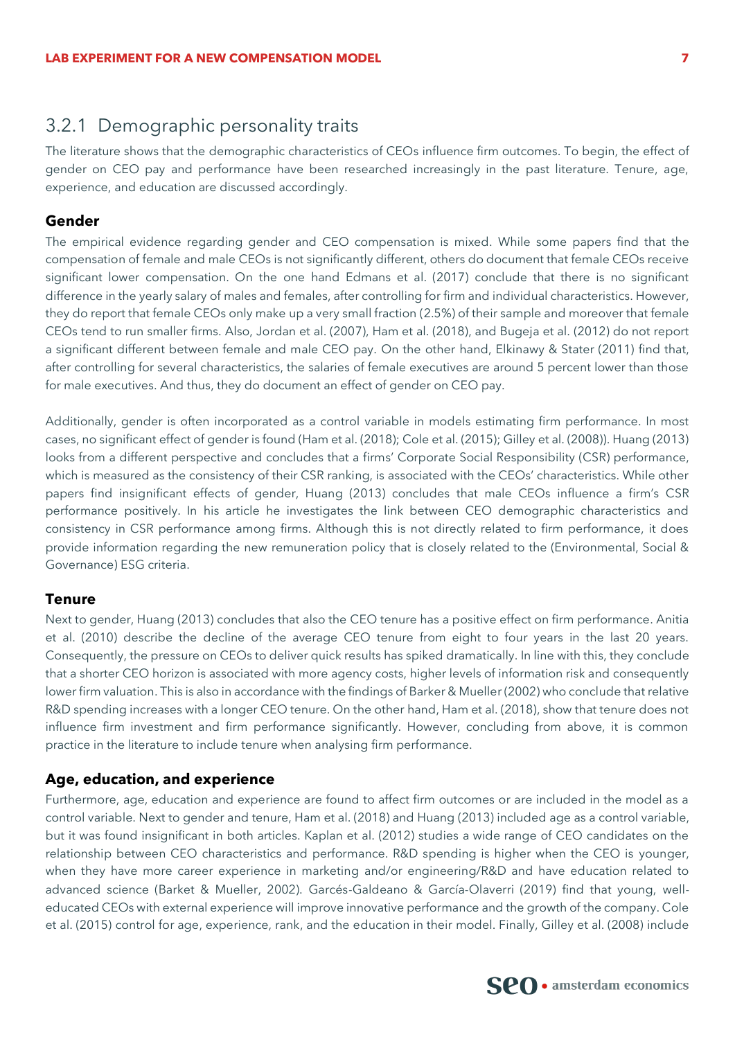### 3.2.1 Demographic personality traits

The literature shows that the demographic characteristics of CEOs influence firm outcomes. To begin, the effect of gender on CEO pay and performance have been researched increasingly in the past literature. Tenure, age, experience, and education are discussed accordingly.

#### Gender

The empirical evidence regarding gender and CEO compensation is mixed. While some papers find that the compensation of female and male CEOs is not significantly different, others do document that female CEOs receive significant lower compensation. On the one hand Edmans et al. (2017) conclude that there is no significant difference in the yearly salary of males and females, after controlling for firm and individual characteristics. However, they do report that female CEOs only make up a very small fraction (2.5%) of their sample and moreover that female CEOs tend to run smaller firms. Also, Jordan et al. (2007), Ham et al. (2018), and Bugeja et al. (2012) do not report a significant different between female and male CEO pay. On the other hand, Elkinawy & Stater (2011) find that, after controlling for several characteristics, the salaries of female executives are around 5 percent lower than those for male executives. And thus, they do document an effect of gender on CEO pay.

Additionally, gender is often incorporated as a control variable in models estimating firm performance. In most cases, no significant effect of gender is found (Ham et al. (2018); Cole et al. (2015); Gilley et al. (2008)). Huang (2013) looks from a different perspective and concludes that a firms' Corporate Social Responsibility (CSR) performance, which is measured as the consistency of their CSR ranking, is associated with the CEOs' characteristics. While other papers find insignificant effects of gender, Huang (2013) concludes that male CEOs influence a firm's CSR performance positively. In his article he investigates the link between CEO demographic characteristics and consistency in CSR performance among firms. Although this is not directly related to firm performance, it does provide information regarding the new remuneration policy that is closely related to the (Environmental, Social & Governance) ESG criteria.

#### Tenure

Next to gender, Huang (2013) concludes that also the CEO tenure has a positive effect on firm performance. Anitia et al. (2010) describe the decline of the average CEO tenure from eight to four years in the last 20 years. Consequently, the pressure on CEOs to deliver quick results has spiked dramatically. In line with this, they conclude that a shorter CEO horizon is associated with more agency costs, higher levels of information risk and consequently lower firm valuation. This is also in accordance with the findings of Barker & Mueller (2002) who conclude that relative R&D spending increases with a longer CEO tenure. On the other hand, Ham et al. (2018), show that tenure does not influence firm investment and firm performance significantly. However, concluding from above, it is common practice in the literature to include tenure when analysing firm performance.

#### Age, education, and experience

Furthermore, age, education and experience are found to affect firm outcomes or are included in the model as a control variable. Next to gender and tenure, Ham et al. (2018) and Huang (2013) included age as a control variable, but it was found insignificant in both articles. Kaplan et al. (2012) studies a wide range of CEO candidates on the relationship between CEO characteristics and performance. R&D spending is higher when the CEO is younger, when they have more career experience in marketing and/or engineering/R&D and have education related to advanced science (Barket & Mueller, 2002). Garcés-Galdeano & García-Olaverri (2019) find that young, well-educated CEOs with external experience will improve innovative performance and the growth of the company. Cole et al. (2015) control for age, experience, rank, and the education in their model. Finally, Gilley et al. (2008) include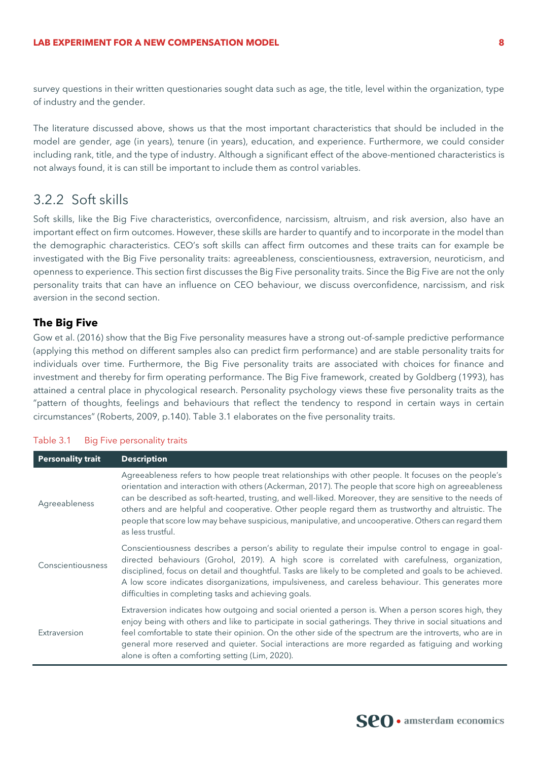survey questions in their written questionaries sought data such as age, the title, level within the organization, type of industry and the gender.

The literature discussed above, shows us that the most important characteristics that should be included in the model are gender, age (in years), tenure (in years), education, and experience. Furthermore, we could consider including rank, title, and the type of industry. Although a significant effect of the above-mentioned characteristics is not always found, it is can still be important to include them as control variables.

### 3.2.2 Soft skills

Soft skills, like the Big Five characteristics, overconfidence, narcissism, altruism, and risk aversion, also have an important effect on firm outcomes. However, these skills are harder to quantify and to incorporate in the model than the demographic characteristics. CEO's soft skills can affect firm outcomes and these traits can for example be investigated with the Big Five personality traits: agreeableness, conscientiousness, extraversion, neuroticism, and openness to experience. This section first discusses the Big Five personality traits. Since the Big Five are not the only personality traits that can have an influence on CEO behaviour, we discuss overconfidence, narcissism, and risk aversion in the second section.

**The Big Five**

Gow et al. (2016) show that the Big Five personality measures have a strong out-of-sample predictive performance (applying this method on different samples also can predict firm performance) and are stable personality traits for individuals over time. Furthermore, the Big Five personality traits are associated with choices for finance and investment and thereby for firm operating performance. The Big Five framework, created by Goldberg (1993), has attained a central place in phycological research. Personality psychology views these five personality traits as the "pattern of thoughts, feelings and behaviours that reflect the tendency to respond in certain ways in certain circumstances" (Roberts, 2009, p.140). Table 3.1 elaborates on the five personality traits.

Table 3.1 Big Five personality traits

| Personality trait | Description |
|---|---|
| Agreeableness | Agreeableness refers to how people treat relationships with other people. It focuses on the people's orientation and interaction with others (Ackerman, 2017). The people that score high on agreeableness can be described as soft-hearted, trusting, and well-liked. Moreover, they are sensitive to the needs of others and are helpful and cooperative. Other people regard them as trustworthy and altruistic. The people that score low may behave suspicious, manipulative, and uncooperative. Others can regard them as less trustful. |
| Conscientiousness | Conscientiousness describes a person's ability to regulate their impulse control to engage in goal-directed behaviours (Grohol, 2019). A high score is correlated with carefulness, organization, disciplined, focus on detail and thoughtful. Tasks are likely to be completed and goals to be achieved. A low score indicates disorganizations, impulsiveness, and careless behaviour. This generates more difficulties in completing tasks and achieving goals. |
| Extraversion | Extraversion indicates how outgoing and social oriented a person is. When a person scores high, they enjoy being with others and like to participate in social gatherings. They thrive in social situations and feel comfortable to state their opinion. On the other side of the spectrum are the introverts, who are in general more reserved and quieter. Social interactions are more regarded as fatiguing and working alone is often a comforting setting (Lim, 2020). |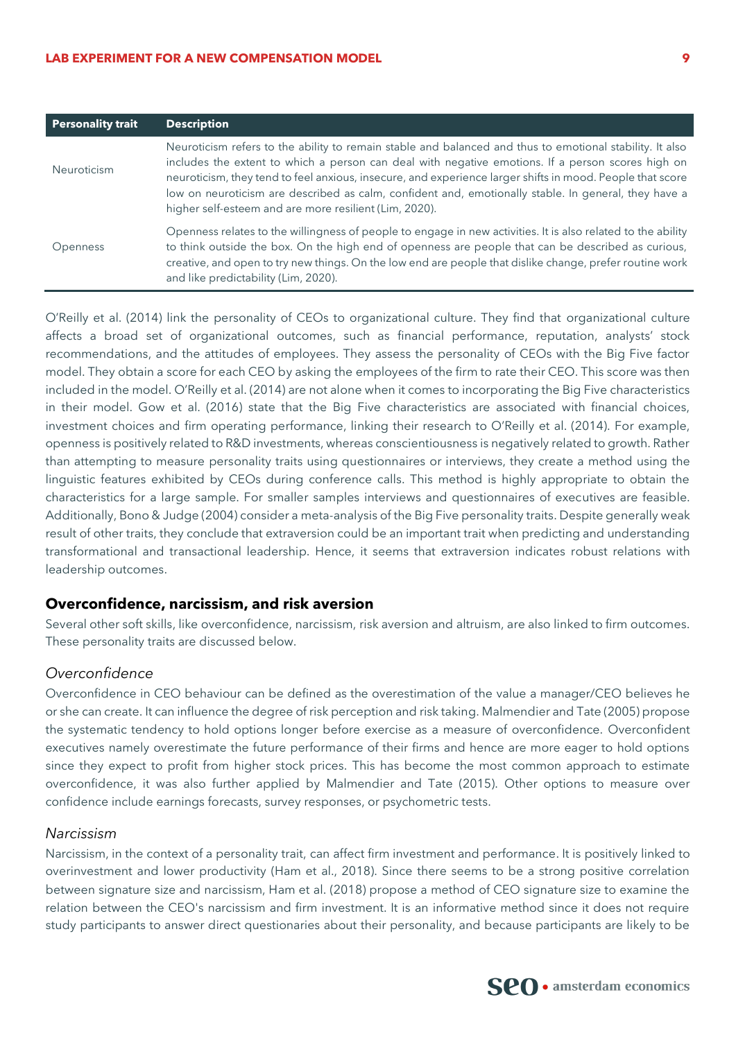| Personality trait | Description |
| --- | --- |
| Neuroticism | Neuroticism refers to the ability to remain stable and balanced and thus to emotional stability. It also includes the extent to which a person can deal with negative emotions. If a person scores high on neuroticism, they tend to feel anxious, insecure, and experience larger shifts in mood. People that score low on neuroticism are described as calm, confident and, emotionally stable. In general, they have a higher self-esteem and are more resilient (Lim, 2020). |
| Openness | Openness relates to the willingness of people to engage in new activities. It is also related to the ability to think outside the box. On the high end of openness are people that can be described as curious, creative, and open to try new things. On the low end are people that dislike change, prefer routine work and like predictability (Lim, 2020). |

O'Reilly et al. (2014) link the personality of CEOs to organizational culture. They find that organizational culture affects a broad set of organizational outcomes, such as financial performance, reputation, analysts' stock recommendations, and the attitudes of employees. They assess the personality of CEOs with the Big Five factor model. They obtain a score for each CEO by asking the employees of the firm to rate their CEO. This score was then included in the model. O'Reilly et al. (2014) are not alone when it comes to incorporating the Big Five characteristics in their model. Gow et al. (2016) state that the Big Five characteristics are associated with financial choices, investment choices and firm operating performance, linking their research to O'Reilly et al. (2014). For example, openness is positively related to R&D investments, whereas conscientiousness is negatively related to growth. Rather than attempting to measure personality traits using questionnaires or interviews, they create a method using the linguistic features exhibited by CEOs during conference calls. This method is highly appropriate to obtain the characteristics for a large sample. For smaller samples interviews and questionnaires of executives are feasible. Additionally, Bono & Judge (2004) consider a meta-analysis of the Big Five personality traits. Despite generally weak result of other traits, they conclude that extraversion could be an important trait when predicting and understanding transformational and transactional leadership. Hence, it seems that extraversion indicates robust relations with leadership outcomes.

## Overconfidence, narcissism, and risk aversion

Several other soft skills, like overconfidence, narcissism, risk aversion and altruism, are also linked to firm outcomes. These personality traits are discussed below.

### *Overconfidence*

Overconfidence in CEO behaviour can be defined as the overestimation of the value a manager/CEO believes he or she can create. It can influence the degree of risk perception and risk taking. Malmendier and Tate (2005) propose the systematic tendency to hold options longer before exercise as a measure of overconfidence. Overconfident executives namely overestimate the future performance of their firms and hence are more eager to hold options since they expect to profit from higher stock prices. This has become the most common approach to estimate overconfidence, it was also further applied by Malmendier and Tate (2015). Other options to measure over confidence include earnings forecasts, survey responses, or psychometric tests.

### *Narcissism*

Narcissism, in the context of a personality trait, can affect firm investment and performance. It is positively linked to overinvestment and lower productivity (Ham et al., 2018). Since there seems to be a strong positive correlation between signature size and narcissism, Ham et al. (2018) propose a method of CEO signature size to examine the relation between the CEO's narcissism and firm investment. It is an informative method since it does not require study participants to answer direct questionaries about their personality, and because participants are likely to be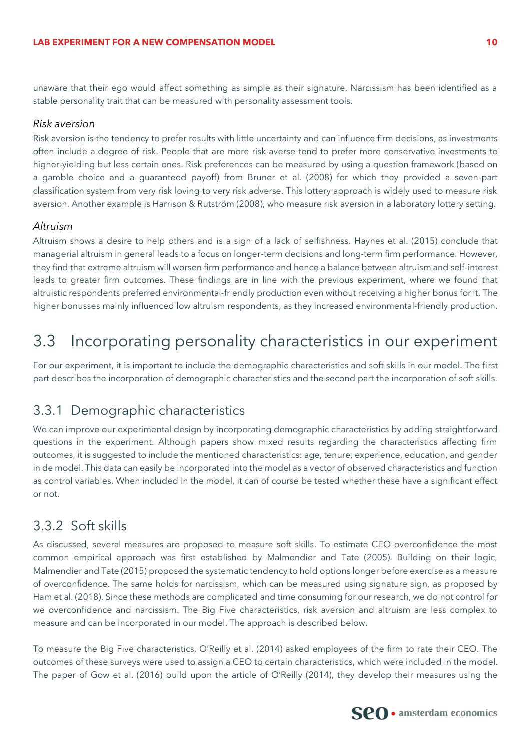unaware that their ego would affect something as simple as their signature. Narcissism has been identified as a stable personality trait that can be measured with personality assessment tools.

*Risk aversion*

Risk aversion is the tendency to prefer results with little uncertainty and can influence firm decisions, as investments often include a degree of risk. People that are more risk-averse tend to prefer more conservative investments to higher-yielding but less certain ones. Risk preferences can be measured by using a question framework (based on a gamble choice and a guaranteed payoff) from Bruner et al. (2008) for which they provided a seven-part classification system from very risk loving to very risk adverse. This lottery approach is widely used to measure risk aversion. Another example is Harrison & Rutström (2008), who measure risk aversion in a laboratory lottery setting.

*Altruism*

Altruism shows a desire to help others and is a sign of a lack of selfishness. Haynes et al. (2015) conclude that managerial altruism in general leads to a focus on longer-term decisions and long-term firm performance. However, they find that extreme altruism will worsen firm performance and hence a balance between altruism and self-interest leads to greater firm outcomes. These findings are in line with the previous experiment, where we found that altruistic respondents preferred environmental-friendly production even without receiving a higher bonus for it. The higher bonusses mainly influenced low altruism respondents, as they increased environmental-friendly production.

## 3.3 Incorporating personality characteristics in our experiment

For our experiment, it is important to include the demographic characteristics and soft skills in our model. The first part describes the incorporation of demographic characteristics and the second part the incorporation of soft skills.

### 3.3.1 Demographic characteristics

We can improve our experimental design by incorporating demographic characteristics by adding straightforward questions in the experiment. Although papers show mixed results regarding the characteristics affecting firm outcomes, it is suggested to include the mentioned characteristics: age, tenure, experience, education, and gender in de model. This data can easily be incorporated into the model as a vector of observed characteristics and function as control variables. When included in the model, it can of course be tested whether these have a significant effect or not.

### 3.3.2 Soft skills

As discussed, several measures are proposed to measure soft skills. To estimate CEO overconfidence the most common empirical approach was first established by Malmendier and Tate (2005). Building on their logic, Malmendier and Tate (2015) proposed the systematic tendency to hold options longer before exercise as a measure of overconfidence. The same holds for narcissism, which can be measured using signature sign, as proposed by Ham et al. (2018). Since these methods are complicated and time consuming for our research, we do not control for we overconfidence and narcissism. The Big Five characteristics, risk aversion and altruism are less complex to measure and can be incorporated in our model. The approach is described below.

To measure the Big Five characteristics, O'Reilly et al. (2014) asked employees of the firm to rate their CEO. The outcomes of these surveys were used to assign a CEO to certain characteristics, which were included in the model. The paper of Gow et al. (2016) build upon the article of O'Reilly (2014), they develop their measures using the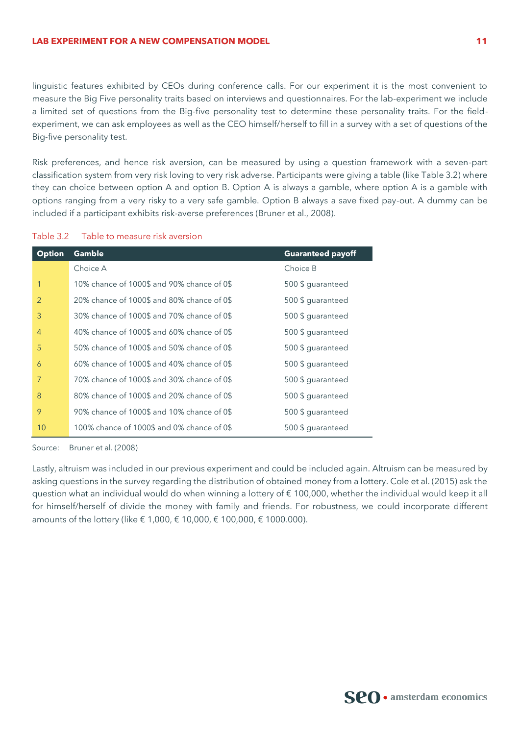linguistic features exhibited by CEOs during conference calls. For our experiment it is the most convenient to measure the Big Five personality traits based on interviews and questionnaires. For the lab-experiment we include a limited set of questions from the Big-five personality test to determine these personality traits. For the field-experiment, we can ask employees as well as the CEO himself/herself to fill in a survey with a set of questions of the Big-five personality test.

Risk preferences, and hence risk aversion, can be measured by using a question framework with a seven-part classification system from very risk loving to very risk adverse. Participants were giving a table (like Table 3.2) where they can choice between option A and option B. Option A is always a gamble, where option A is a gamble with options ranging from a very risky to a very safe gamble. Option B always a save fixed pay-out. A dummy can be included if a participant exhibits risk-averse preferences (Bruner et al., 2008).

Table 3.2 Table to measure risk aversion

| Option | Gamble | Guaranteed payoff |
|---|---|---|
| | Choice A | Choice B |
| 1 | 10% chance of 1000$ and 90% chance of 0$ | 500 $ guaranteed |
| 2 | 20% chance of 1000$ and 80% chance of 0$ | 500 $ guaranteed |
| 3 | 30% chance of 1000$ and 70% chance of 0$ | 500 $ guaranteed |
| 4 | 40% chance of 1000$ and 60% chance of 0$ | 500 $ guaranteed |
| 5 | 50% chance of 1000$ and 50% chance of 0$ | 500 $ guaranteed |
| 6 | 60% chance of 1000$ and 40% chance of 0$ | 500 $ guaranteed |
| 7 | 70% chance of 1000$ and 30% chance of 0$ | 500 $ guaranteed |
| 8 | 80% chance of 1000$ and 20% chance of 0$ | 500 $ guaranteed |
| 9 | 90% chance of 1000$ and 10% chance of 0$ | 500 $ guaranteed |
| 10 | 100% chance of 1000$ and 0% chance of 0$ | 500 $ guaranteed |

Source: Bruner et al. (2008)

Lastly, altruism was included in our previous experiment and could be included again. Altruism can be measured by asking questions in the survey regarding the distribution of obtained money from a lottery. Cole et al. (2015) ask the question what an individual would do when winning a lottery of € 100,000, whether the individual would keep it all for himself/herself of divide the money with family and friends. For robustness, we could incorporate different amounts of the lottery (like € 1,000, € 10,000, € 100,000, € 1000.000).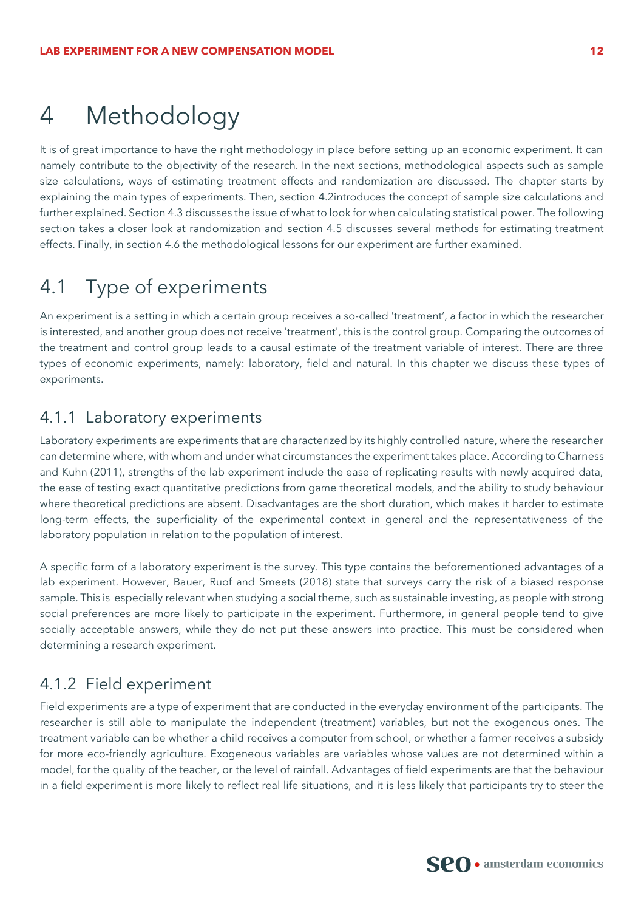# 4 Methodology

It is of great importance to have the right methodology in place before setting up an economic experiment. It can namely contribute to the objectivity of the research. In the next sections, methodological aspects such as sample size calculations, ways of estimating treatment effects and randomization are discussed. The chapter starts by explaining the main types of experiments. Then, section 4.2introduces the concept of sample size calculations and further explained. Section 4.3 discusses the issue of what to look for when calculating statistical power. The following section takes a closer look at randomization and section 4.5 discusses several methods for estimating treatment effects. Finally, in section 4.6 the methodological lessons for our experiment are further examined.

## 4.1 Type of experiments

An experiment is a setting in which a certain group receives a so-called 'treatment', a factor in which the researcher is interested, and another group does not receive 'treatment', this is the control group. Comparing the outcomes of the treatment and control group leads to a causal estimate of the treatment variable of interest. There are three types of economic experiments, namely: laboratory, field and natural. In this chapter we discuss these types of experiments.

### 4.1.1 Laboratory experiments

Laboratory experiments are experiments that are characterized by its highly controlled nature, where the researcher can determine where, with whom and under what circumstances the experiment takes place. According to Charness and Kuhn (2011), strengths of the lab experiment include the ease of replicating results with newly acquired data, the ease of testing exact quantitative predictions from game theoretical models, and the ability to study behaviour where theoretical predictions are absent. Disadvantages are the short duration, which makes it harder to estimate long-term effects, the superficiality of the experimental context in general and the representativeness of the laboratory population in relation to the population of interest.

A specific form of a laboratory experiment is the survey. This type contains the beforementioned advantages of a lab experiment. However, Bauer, Ruof and Smeets (2018) state that surveys carry the risk of a biased response sample. This is especially relevant when studying a social theme, such as sustainable investing, as people with strong social preferences are more likely to participate in the experiment. Furthermore, in general people tend to give socially acceptable answers, while they do not put these answers into practice. This must be considered when determining a research experiment.

### 4.1.2 Field experiment

Field experiments are a type of experiment that are conducted in the everyday environment of the participants. The researcher is still able to manipulate the independent (treatment) variables, but not the exogenous ones. The treatment variable can be whether a child receives a computer from school, or whether a farmer receives a subsidy for more eco-friendly agriculture. Exogeneous variables are variables whose values are not determined within a model, for the quality of the teacher, or the level of rainfall. Advantages of field experiments are that the behaviour in a field experiment is more likely to reflect real life situations, and it is less likely that participants try to steer the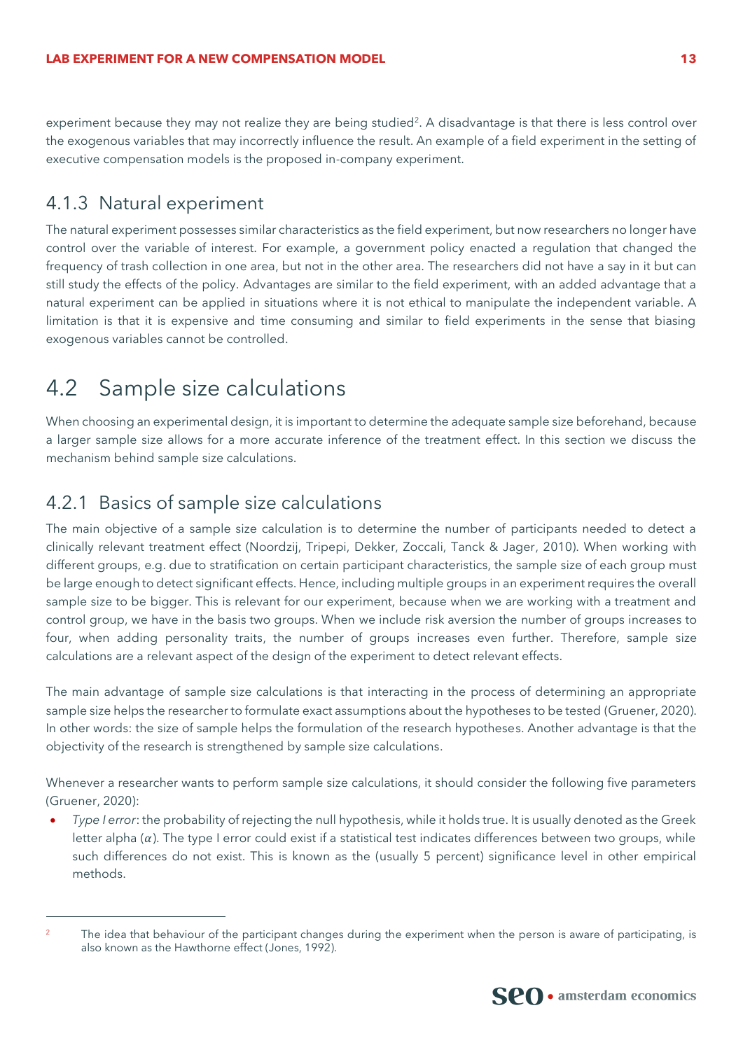experiment because they may not realize they are being studied[2]. A disadvantage is that there is less control over the exogenous variables that may incorrectly influence the result. An example of a field experiment in the setting of executive compensation models is the proposed in-company experiment.

### 4.1.3 Natural experiment

The natural experiment possesses similar characteristics as the field experiment, but now researchers no longer have control over the variable of interest. For example, a government policy enacted a regulation that changed the frequency of trash collection in one area, but not in the other area. The researchers did not have a say in it but can still study the effects of the policy. Advantages are similar to the field experiment, with an added advantage that a natural experiment can be applied in situations where it is not ethical to manipulate the independent variable. A limitation is that it is expensive and time consuming and similar to field experiments in the sense that biasing exogenous variables cannot be controlled.

## 4.2 Sample size calculations

When choosing an experimental design, it is important to determine the adequate sample size beforehand, because a larger sample size allows for a more accurate inference of the treatment effect. In this section we discuss the mechanism behind sample size calculations.

### 4.2.1 Basics of sample size calculations

The main objective of a sample size calculation is to determine the number of participants needed to detect a clinically relevant treatment effect (Noordzij, Tripepi, Dekker, Zoccali, Tanck & Jager, 2010). When working with different groups, e.g. due to stratification on certain participant characteristics, the sample size of each group must be large enough to detect significant effects. Hence, including multiple groups in an experiment requires the overall sample size to be bigger. This is relevant for our experiment, because when we are working with a treatment and control group, we have in the basis two groups. When we include risk aversion the number of groups increases to four, when adding personality traits, the number of groups increases even further. Therefore, sample size calculations are a relevant aspect of the design of the experiment to detect relevant effects.

The main advantage of sample size calculations is that interacting in the process of determining an appropriate sample size helps the researcher to formulate exact assumptions about the hypotheses to be tested (Gruener, 2020). In other words: the size of sample helps the formulation of the research hypotheses. Another advantage is that the objectivity of the research is strengthened by sample size calculations.

Whenever a researcher wants to perform sample size calculations, it should consider the following five parameters (Gruener, 2020):

- *Type I error*: the probability of rejecting the null hypothesis, while it holds true. It is usually denoted as the Greek letter alpha ($\alpha$). The type I error could exist if a statistical test indicates differences between two groups, while such differences do not exist. This is known as the (usually 5 percent) significance level in other empirical methods.

---

[2] The idea that behaviour of the participant changes during the experiment when the person is aware of participating, is also known as the Hawthorne effect (Jones, 1992).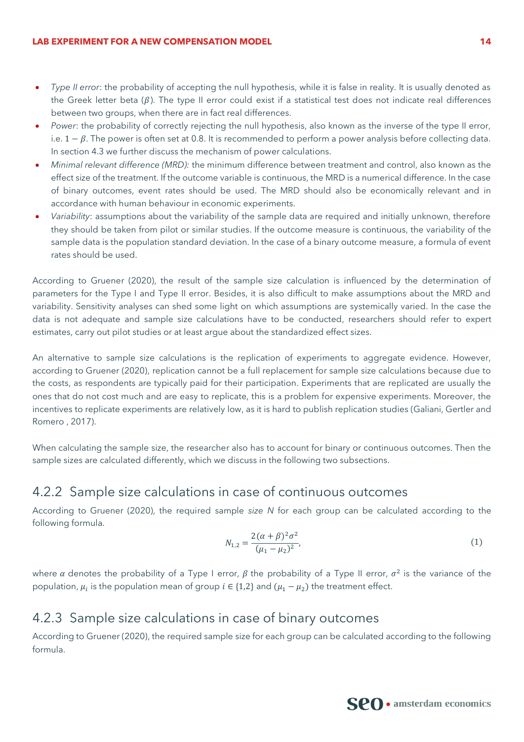- *Type II error*: the probability of accepting the null hypothesis, while it is false in reality. It is usually denoted as the Greek letter beta ($\beta$). The type II error could exist if a statistical test does not indicate real differences between two groups, when there are in fact real differences.
- *Power*: the probability of correctly rejecting the null hypothesis, also known as the inverse of the type II error, i.e. $1 - \beta$. The power is often set at 0.8. It is recommended to perform a power analysis before collecting data. In section 4.3 we further discuss the mechanism of power calculations.
- *Minimal relevant difference (MRD):* the minimum difference between treatment and control, also known as the effect size of the treatment. If the outcome variable is continuous, the MRD is a numerical difference. In the case of binary outcomes, event rates should be used. The MRD should also be economically relevant and in accordance with human behaviour in economic experiments.
- *Variability*: assumptions about the variability of the sample data are required and initially unknown, therefore they should be taken from pilot or similar studies. If the outcome measure is continuous, the variability of the sample data is the population standard deviation. In the case of a binary outcome measure, a formula of event rates should be used.

According to Gruener (2020), the result of the sample size calculation is influenced by the determination of parameters for the Type I and Type II error. Besides, it is also difficult to make assumptions about the MRD and variability. Sensitivity analyses can shed some light on which assumptions are systemically varied. In the case the data is not adequate and sample size calculations have to be conducted, researchers should refer to expert estimates, carry out pilot studies or at least argue about the standardized effect sizes.

An alternative to sample size calculations is the replication of experiments to aggregate evidence. However, according to Gruener (2020), replication cannot be a full replacement for sample size calculations because due to the costs, as respondents are typically paid for their participation. Experiments that are replicated are usually the ones that do not cost much and are easy to replicate, this is a problem for expensive experiments. Moreover, the incentives to replicate experiments are relatively low, as it is hard to publish replication studies (Galiani, Gertler and Romero , 2017).

When calculating the sample size, the researcher also has to account for binary or continuous outcomes. Then the sample sizes are calculated differently, which we discuss in the following two subsections.

### 4.2.2 Sample size calculations in case of continuous outcomes

According to Gruener (2020), the required sample *size N* for each group can be calculated according to the following formula.

$$N_{1,2} = \frac{2(\alpha + \beta)^2 \sigma^2}{(\mu_1 - \mu_2)^2}, \tag{1}$$

where $\alpha$ denotes the probability of a Type I error, $\beta$ the probability of a Type II error, $\sigma^2$ is the variance of the population, $\mu_i$ is the population mean of group $i \in \{1,2\}$ and $(\mu_1 - \mu_2)$ the treatment effect.

### 4.2.3 Sample size calculations in case of binary outcomes

According to Gruener (2020), the required sample size for each group can be calculated according to the following formula.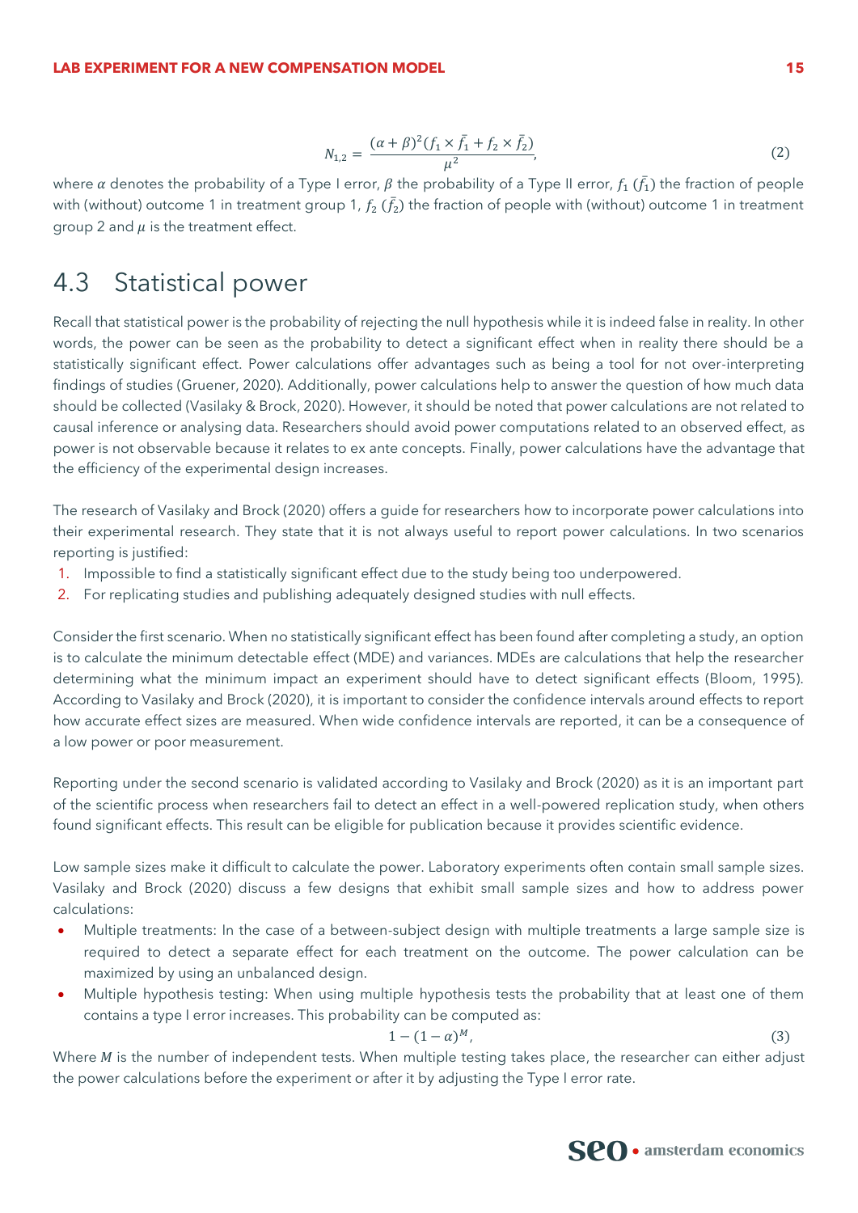$$N_{1,2} = \frac{(\alpha + \beta)^2 (f_1 \times \bar{f_1} + f_2 \times \bar{f_2})}{\mu^2}, \tag{2}$$

where $\alpha$ denotes the probability of a Type I error, $\beta$ the probability of a Type II error, $f_1$ ($\bar{f_1}$) the fraction of people with (without) outcome 1 in treatment group 1, $f_2$ ($\bar{f_2}$) the fraction of people with (without) outcome 1 in treatment group 2 and $\mu$ is the treatment effect.

## 4.3 Statistical power

Recall that statistical power is the probability of rejecting the null hypothesis while it is indeed false in reality. In other words, the power can be seen as the probability to detect a significant effect when in reality there should be a statistically significant effect. Power calculations offer advantages such as being a tool for not over-interpreting findings of studies (Gruener, 2020). Additionally, power calculations help to answer the question of how much data should be collected (Vasilaky & Brock, 2020). However, it should be noted that power calculations are not related to causal inference or analysing data. Researchers should avoid power computations related to an observed effect, as power is not observable because it relates to ex ante concepts. Finally, power calculations have the advantage that the efficiency of the experimental design increases.

The research of Vasilaky and Brock (2020) offers a guide for researchers how to incorporate power calculations into their experimental research. They state that it is not always useful to report power calculations. In two scenarios reporting is justified:

1. Impossible to find a statistically significant effect due to the study being too underpowered.
2. For replicating studies and publishing adequately designed studies with null effects.

Consider the first scenario. When no statistically significant effect has been found after completing a study, an option is to calculate the minimum detectable effect (MDE) and variances. MDEs are calculations that help the researcher determining what the minimum impact an experiment should have to detect significant effects (Bloom, 1995). According to Vasilaky and Brock (2020), it is important to consider the confidence intervals around effects to report how accurate effect sizes are measured. When wide confidence intervals are reported, it can be a consequence of a low power or poor measurement.

Reporting under the second scenario is validated according to Vasilaky and Brock (2020) as it is an important part of the scientific process when researchers fail to detect an effect in a well-powered replication study, when others found significant effects. This result can be eligible for publication because it provides scientific evidence.

Low sample sizes make it difficult to calculate the power. Laboratory experiments often contain small sample sizes. Vasilaky and Brock (2020) discuss a few designs that exhibit small sample sizes and how to address power calculations:

- Multiple treatments: In the case of a between-subject design with multiple treatments a large sample size is required to detect a separate effect for each treatment on the outcome. The power calculation can be maximized by using an unbalanced design.
- Multiple hypothesis testing: When using multiple hypothesis tests the probability that at least one of them contains a type I error increases. This probability can be computed as:

$$1 - (1 - \alpha)^M, \tag{3}$$

Where $M$ is the number of independent tests. When multiple testing takes place, the researcher can either adjust the power calculations before the experiment or after it by adjusting the Type I error rate.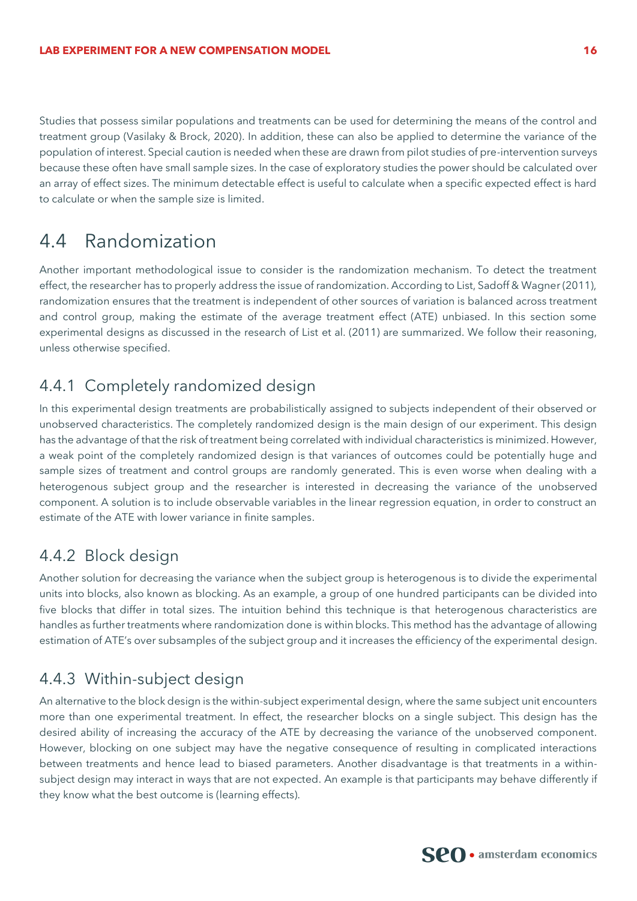Studies that possess similar populations and treatments can be used for determining the means of the control and treatment group (Vasilaky & Brock, 2020). In addition, these can also be applied to determine the variance of the population of interest. Special caution is needed when these are drawn from pilot studies of pre-intervention surveys because these often have small sample sizes. In the case of exploratory studies the power should be calculated over an array of effect sizes. The minimum detectable effect is useful to calculate when a specific expected effect is hard to calculate or when the sample size is limited.

## 4.4 Randomization

Another important methodological issue to consider is the randomization mechanism. To detect the treatment effect, the researcher has to properly address the issue of randomization. According to List, Sadoff & Wagner (2011), randomization ensures that the treatment is independent of other sources of variation is balanced across treatment and control group, making the estimate of the average treatment effect (ATE) unbiased. In this section some experimental designs as discussed in the research of List et al. (2011) are summarized. We follow their reasoning, unless otherwise specified.

### 4.4.1 Completely randomized design

In this experimental design treatments are probabilistically assigned to subjects independent of their observed or unobserved characteristics. The completely randomized design is the main design of our experiment. This design has the advantage of that the risk of treatment being correlated with individual characteristics is minimized. However, a weak point of the completely randomized design is that variances of outcomes could be potentially huge and sample sizes of treatment and control groups are randomly generated. This is even worse when dealing with a heterogenous subject group and the researcher is interested in decreasing the variance of the unobserved component. A solution is to include observable variables in the linear regression equation, in order to construct an estimate of the ATE with lower variance in finite samples.

### 4.4.2 Block design

Another solution for decreasing the variance when the subject group is heterogenous is to divide the experimental units into blocks, also known as blocking. As an example, a group of one hundred participants can be divided into five blocks that differ in total sizes. The intuition behind this technique is that heterogenous characteristics are handles as further treatments where randomization done is within blocks. This method has the advantage of allowing estimation of ATE's over subsamples of the subject group and it increases the efficiency of the experimental design.

### 4.4.3 Within-subject design

An alternative to the block design is the within-subject experimental design, where the same subject unit encounters more than one experimental treatment. In effect, the researcher blocks on a single subject. This design has the desired ability of increasing the accuracy of the ATE by decreasing the variance of the unobserved component. However, blocking on one subject may have the negative consequence of resulting in complicated interactions between treatments and hence lead to biased parameters. Another disadvantage is that treatments in a within-subject design may interact in ways that are not expected. An example is that participants may behave differently if they know what the best outcome is (learning effects).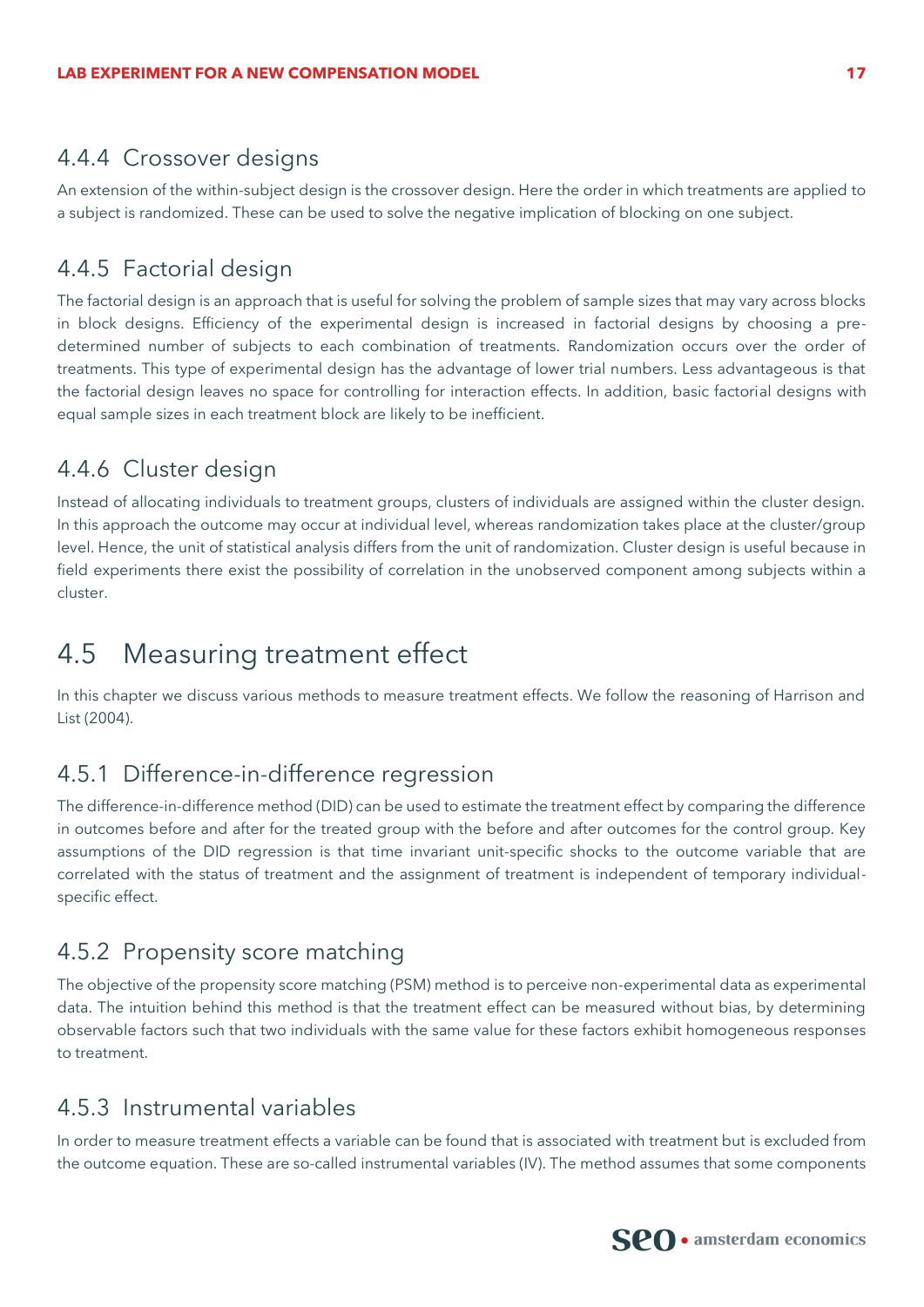### 4.4.4 Crossover designs

An extension of the within-subject design is the crossover design. Here the order in which treatments are applied to a subject is randomized. These can be used to solve the negative implication of blocking on one subject.

### 4.4.5 Factorial design

The factorial design is an approach that is useful for solving the problem of sample sizes that may vary across blocks in block designs. Efficiency of the experimental design is increased in factorial designs by choosing a pre-determined number of subjects to each combination of treatments. Randomization occurs over the order of treatments. This type of experimental design has the advantage of lower trial numbers. Less advantageous is that the factorial design leaves no space for controlling for interaction effects. In addition, basic factorial designs with equal sample sizes in each treatment block are likely to be inefficient.

### 4.4.6 Cluster design

Instead of allocating individuals to treatment groups, clusters of individuals are assigned within the cluster design. In this approach the outcome may occur at individual level, whereas randomization takes place at the cluster/group level. Hence, the unit of statistical analysis differs from the unit of randomization. Cluster design is useful because in field experiments there exist the possibility of correlation in the unobserved component among subjects within a cluster.

## 4.5 Measuring treatment effect

In this chapter we discuss various methods to measure treatment effects. We follow the reasoning of Harrison and List (2004).

### 4.5.1 Difference-in-difference regression

The difference-in-difference method (DID) can be used to estimate the treatment effect by comparing the difference in outcomes before and after for the treated group with the before and after outcomes for the control group. Key assumptions of the DID regression is that time invariant unit-specific shocks to the outcome variable that are correlated with the status of treatment and the assignment of treatment is independent of temporary individual-specific effect.

### 4.5.2 Propensity score matching

The objective of the propensity score matching (PSM) method is to perceive non-experimental data as experimental data. The intuition behind this method is that the treatment effect can be measured without bias, by determining observable factors such that two individuals with the same value for these factors exhibit homogeneous responses to treatment.

### 4.5.3 Instrumental variables

In order to measure treatment effects a variable can be found that is associated with treatment but is excluded from the outcome equation. These are so-called instrumental variables (IV). The method assumes that some components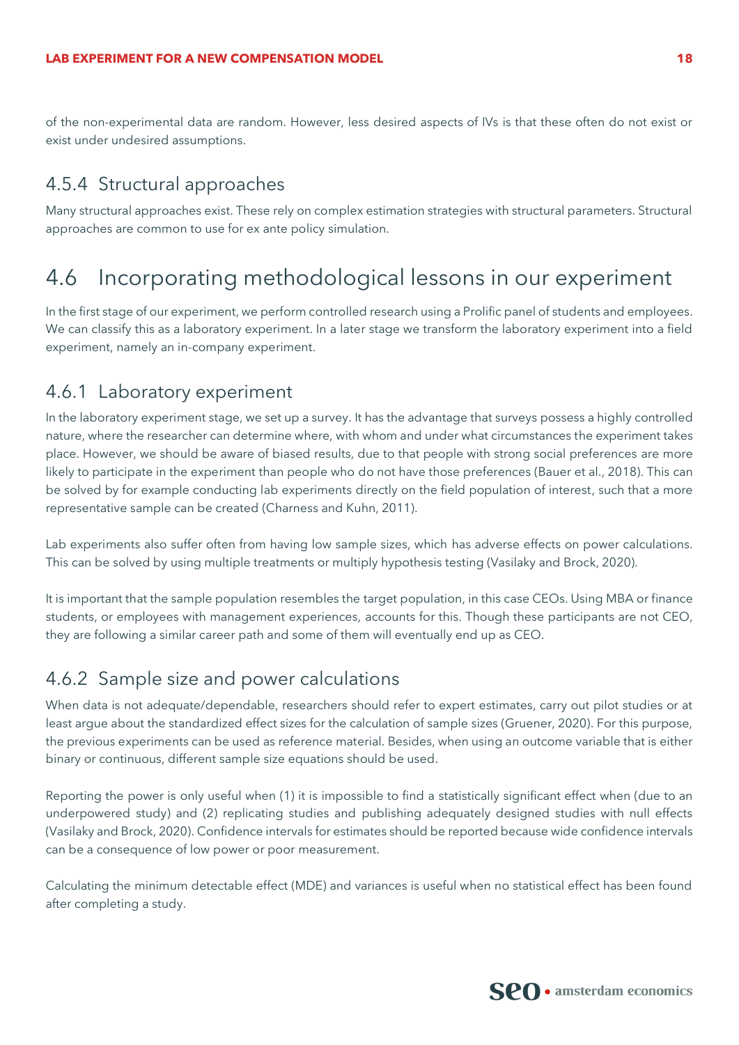of the non-experimental data are random. However, less desired aspects of IVs is that these often do not exist or exist under undesired assumptions.

### 4.5.4 Structural approaches

Many structural approaches exist. These rely on complex estimation strategies with structural parameters. Structural approaches are common to use for ex ante policy simulation.

## 4.6 Incorporating methodological lessons in our experiment

In the first stage of our experiment, we perform controlled research using a Prolific panel of students and employees. We can classify this as a laboratory experiment. In a later stage we transform the laboratory experiment into a field experiment, namely an in-company experiment.

### 4.6.1 Laboratory experiment

In the laboratory experiment stage, we set up a survey. It has the advantage that surveys possess a highly controlled nature, where the researcher can determine where, with whom and under what circumstances the experiment takes place. However, we should be aware of biased results, due to that people with strong social preferences are more likely to participate in the experiment than people who do not have those preferences (Bauer et al., 2018). This can be solved by for example conducting lab experiments directly on the field population of interest, such that a more representative sample can be created (Charness and Kuhn, 2011).

Lab experiments also suffer often from having low sample sizes, which has adverse effects on power calculations. This can be solved by using multiple treatments or multiply hypothesis testing (Vasilaky and Brock, 2020).

It is important that the sample population resembles the target population, in this case CEOs. Using MBA or finance students, or employees with management experiences, accounts for this. Though these participants are not CEO, they are following a similar career path and some of them will eventually end up as CEO.

### 4.6.2 Sample size and power calculations

When data is not adequate/dependable, researchers should refer to expert estimates, carry out pilot studies or at least argue about the standardized effect sizes for the calculation of sample sizes (Gruener, 2020). For this purpose, the previous experiments can be used as reference material. Besides, when using an outcome variable that is either binary or continuous, different sample size equations should be used.

Reporting the power is only useful when (1) it is impossible to find a statistically significant effect when (due to an underpowered study) and (2) replicating studies and publishing adequately designed studies with null effects (Vasilaky and Brock, 2020). Confidence intervals for estimates should be reported because wide confidence intervals can be a consequence of low power or poor measurement.

Calculating the minimum detectable effect (MDE) and variances is useful when no statistical effect has been found after completing a study.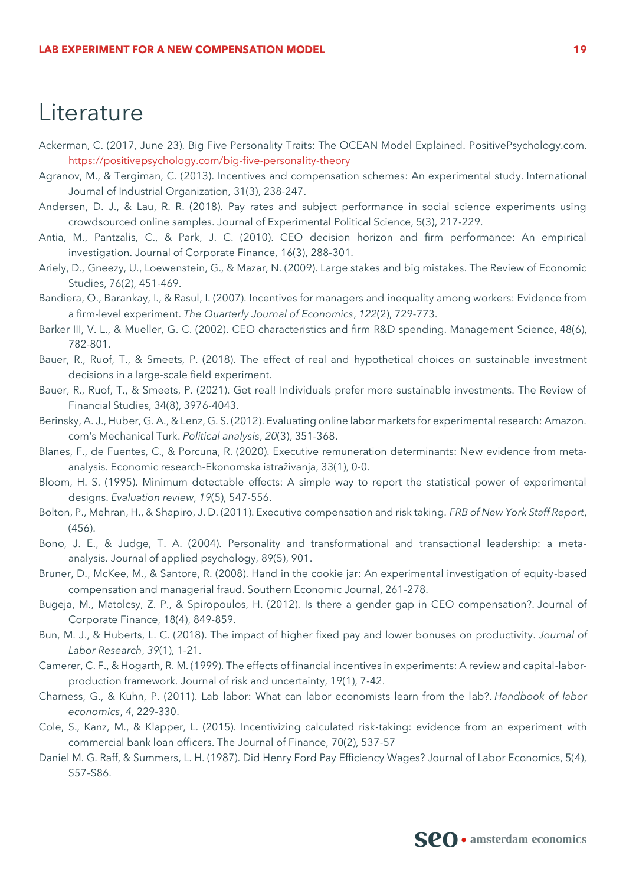# Literature

Ackerman, C. (2017, June 23). Big Five Personality Traits: The OCEAN Model Explained. PositivePsychology.com. https://positivepsychology.com/big-five-personality-theory

Agranov, M., & Tergiman, C. (2013). Incentives and compensation schemes: An experimental study. International Journal of Industrial Organization, 31(3), 238-247.

Andersen, D. J., & Lau, R. R. (2018). Pay rates and subject performance in social science experiments using crowdsourced online samples. Journal of Experimental Political Science, 5(3), 217-229.

Antia, M., Pantzalis, C., & Park, J. C. (2010). CEO decision horizon and firm performance: An empirical investigation. Journal of Corporate Finance, 16(3), 288-301.

Ariely, D., Gneezy, U., Loewenstein, G., & Mazar, N. (2009). Large stakes and big mistakes. The Review of Economic Studies, 76(2), 451-469.

Bandiera, O., Barankay, I., & Rasul, I. (2007). Incentives for managers and inequality among workers: Evidence from a firm-level experiment. *The Quarterly Journal of Economics*, *122*(2), 729-773.

Barker III, V. L., & Mueller, G. C. (2002). CEO characteristics and firm R&D spending. Management Science, 48(6), 782-801.

Bauer, R., Ruof, T., & Smeets, P. (2018). The effect of real and hypothetical choices on sustainable investment decisions in a large-scale field experiment.

Bauer, R., Ruof, T., & Smeets, P. (2021). Get real! Individuals prefer more sustainable investments. The Review of Financial Studies, 34(8), 3976-4043.

Berinsky, A. J., Huber, G. A., & Lenz, G. S. (2012). Evaluating online labor markets for experimental research: Amazon. com's Mechanical Turk. *Political analysis*, *20*(3), 351-368.

Blanes, F., de Fuentes, C., & Porcuna, R. (2020). Executive remuneration determinants: New evidence from meta-analysis. Economic research-Ekonomska istraživanja, 33(1), 0-0.

Bloom, H. S. (1995). Minimum detectable effects: A simple way to report the statistical power of experimental designs. *Evaluation review*, *19*(5), 547-556.

Bolton, P., Mehran, H., & Shapiro, J. D. (2011). Executive compensation and risk taking. *FRB of New York Staff Report*, (456).

Bono, J. E., & Judge, T. A. (2004). Personality and transformational and transactional leadership: a meta-analysis. Journal of applied psychology, 89(5), 901.

Bruner, D., McKee, M., & Santore, R. (2008). Hand in the cookie jar: An experimental investigation of equity-based compensation and managerial fraud. Southern Economic Journal, 261-278.

Bugeja, M., Matolcsy, Z. P., & Spiropoulos, H. (2012). Is there a gender gap in CEO compensation?. Journal of Corporate Finance, 18(4), 849-859.

Bun, M. J., & Huberts, L. C. (2018). The impact of higher fixed pay and lower bonuses on productivity. *Journal of Labor Research*, *39*(1), 1-21.

Camerer, C. F., & Hogarth, R. M. (1999). The effects of financial incentives in experiments: A review and capital-labor-production framework. Journal of risk and uncertainty, 19(1), 7-42.

Charness, G., & Kuhn, P. (2011). Lab labor: What can labor economists learn from the lab?. *Handbook of labor economics*, *4*, 229-330.

Cole, S., Kanz, M., & Klapper, L. (2015). Incentivizing calculated risk-taking: evidence from an experiment with commercial bank loan officers. The Journal of Finance, 70(2), 537-57

Daniel M. G. Raff, & Summers, L. H. (1987). Did Henry Ford Pay Efficiency Wages? Journal of Labor Economics, 5(4), S57–S86.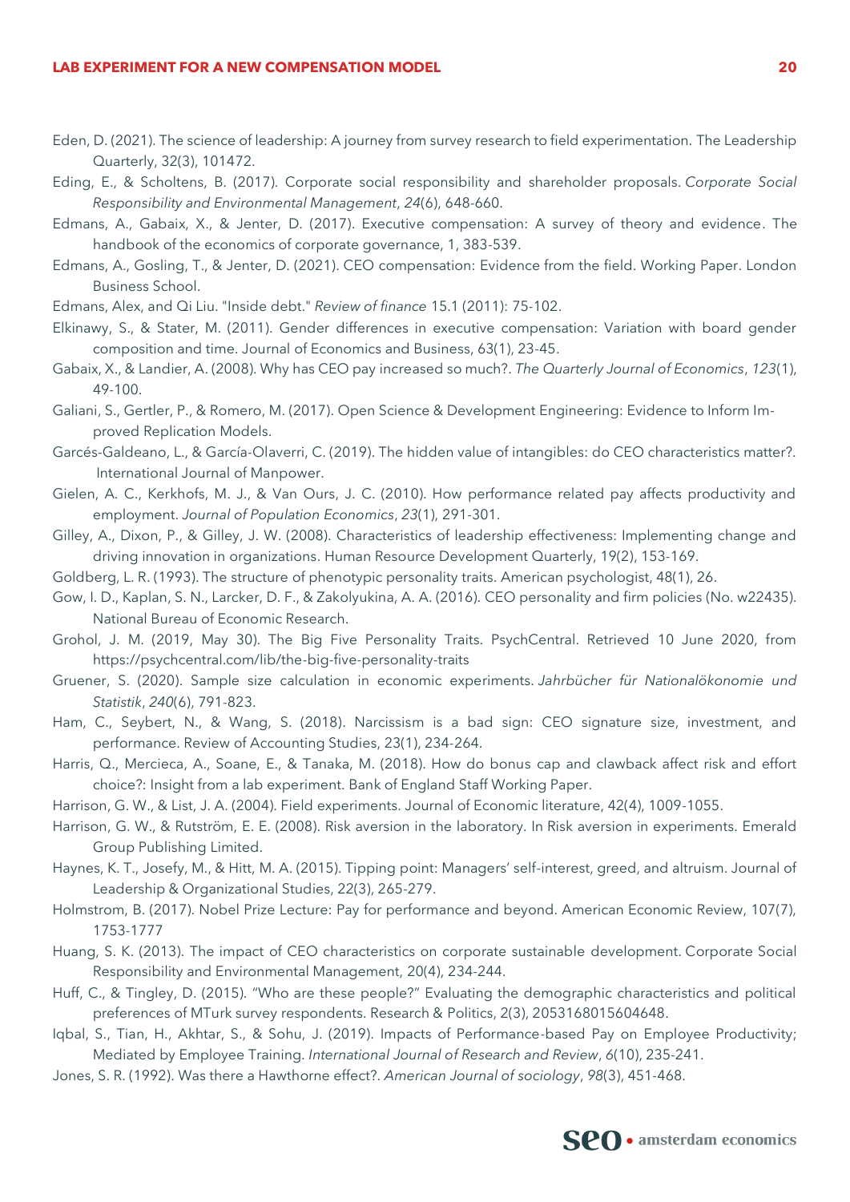Eden, D. (2021). The science of leadership: A journey from survey research to field experimentation. The Leadership Quarterly, 32(3), 101472.

Eding, E., & Scholtens, B. (2017). Corporate social responsibility and shareholder proposals. *Corporate Social Responsibility and Environmental Management*, *24*(6), 648-660.

Edmans, A., Gabaix, X., & Jenter, D. (2017). Executive compensation: A survey of theory and evidence. The handbook of the economics of corporate governance, 1, 383-539.

Edmans, A., Gosling, T., & Jenter, D. (2021). CEO compensation: Evidence from the field. Working Paper. London Business School.

Edmans, Alex, and Qi Liu. "Inside debt." *Review of finance* 15.1 (2011): 75-102.

Elkinawy, S., & Stater, M. (2011). Gender differences in executive compensation: Variation with board gender composition and time. Journal of Economics and Business, 63(1), 23-45.

Gabaix, X., & Landier, A. (2008). Why has CEO pay increased so much?. *The Quarterly Journal of Economics*, *123*(1), 49-100.

Galiani, S., Gertler, P., & Romero, M. (2017). Open Science & Development Engineering: Evidence to Inform Improved Replication Models.

Garcés-Galdeano, L., & García-Olaverri, C. (2019). The hidden value of intangibles: do CEO characteristics matter?. International Journal of Manpower.

Gielen, A. C., Kerkhofs, M. J., & Van Ours, J. C. (2010). How performance related pay affects productivity and employment. *Journal of Population Economics*, *23*(1), 291-301.

Gilley, A., Dixon, P., & Gilley, J. W. (2008). Characteristics of leadership effectiveness: Implementing change and driving innovation in organizations. Human Resource Development Quarterly, 19(2), 153-169.

Goldberg, L. R. (1993). The structure of phenotypic personality traits. American psychologist, 48(1), 26.

Gow, I. D., Kaplan, S. N., Larcker, D. F., & Zakolyukina, A. A. (2016). CEO personality and firm policies (No. w22435). National Bureau of Economic Research.

Grohol, J. M. (2019, May 30). The Big Five Personality Traits. PsychCentral. Retrieved 10 June 2020, from https://psychcentral.com/lib/the-big-five-personality-traits

Gruener, S. (2020). Sample size calculation in economic experiments. *Jahrbücher für Nationalökonomie und Statistik*, *240*(6), 791-823.

Ham, C., Seybert, N., & Wang, S. (2018). Narcissism is a bad sign: CEO signature size, investment, and performance. Review of Accounting Studies, 23(1), 234-264.

Harris, Q., Mercieca, A., Soane, E., & Tanaka, M. (2018). How do bonus cap and clawback affect risk and effort choice?: Insight from a lab experiment. Bank of England Staff Working Paper.

Harrison, G. W., & List, J. A. (2004). Field experiments. Journal of Economic literature, 42(4), 1009-1055.

Harrison, G. W., & Rutström, E. E. (2008). Risk aversion in the laboratory. In Risk aversion in experiments. Emerald Group Publishing Limited.

Haynes, K. T., Josefy, M., & Hitt, M. A. (2015). Tipping point: Managers' self-interest, greed, and altruism. Journal of Leadership & Organizational Studies, 22(3), 265-279.

Holmstrom, B. (2017). Nobel Prize Lecture: Pay for performance and beyond. American Economic Review, 107(7), 1753-1777

Huang, S. K. (2013). The impact of CEO characteristics on corporate sustainable development. Corporate Social Responsibility and Environmental Management, 20(4), 234-244.

Huff, C., & Tingley, D. (2015). "Who are these people?" Evaluating the demographic characteristics and political preferences of MTurk survey respondents. Research & Politics, 2(3), 2053168015604648.

Iqbal, S., Tian, H., Akhtar, S., & Sohu, J. (2019). Impacts of Performance-based Pay on Employee Productivity; Mediated by Employee Training. *International Journal of Research and Review*, *6*(10), 235-241.

Jones, S. R. (1992). Was there a Hawthorne effect?. *American Journal of sociology*, *98*(3), 451-468.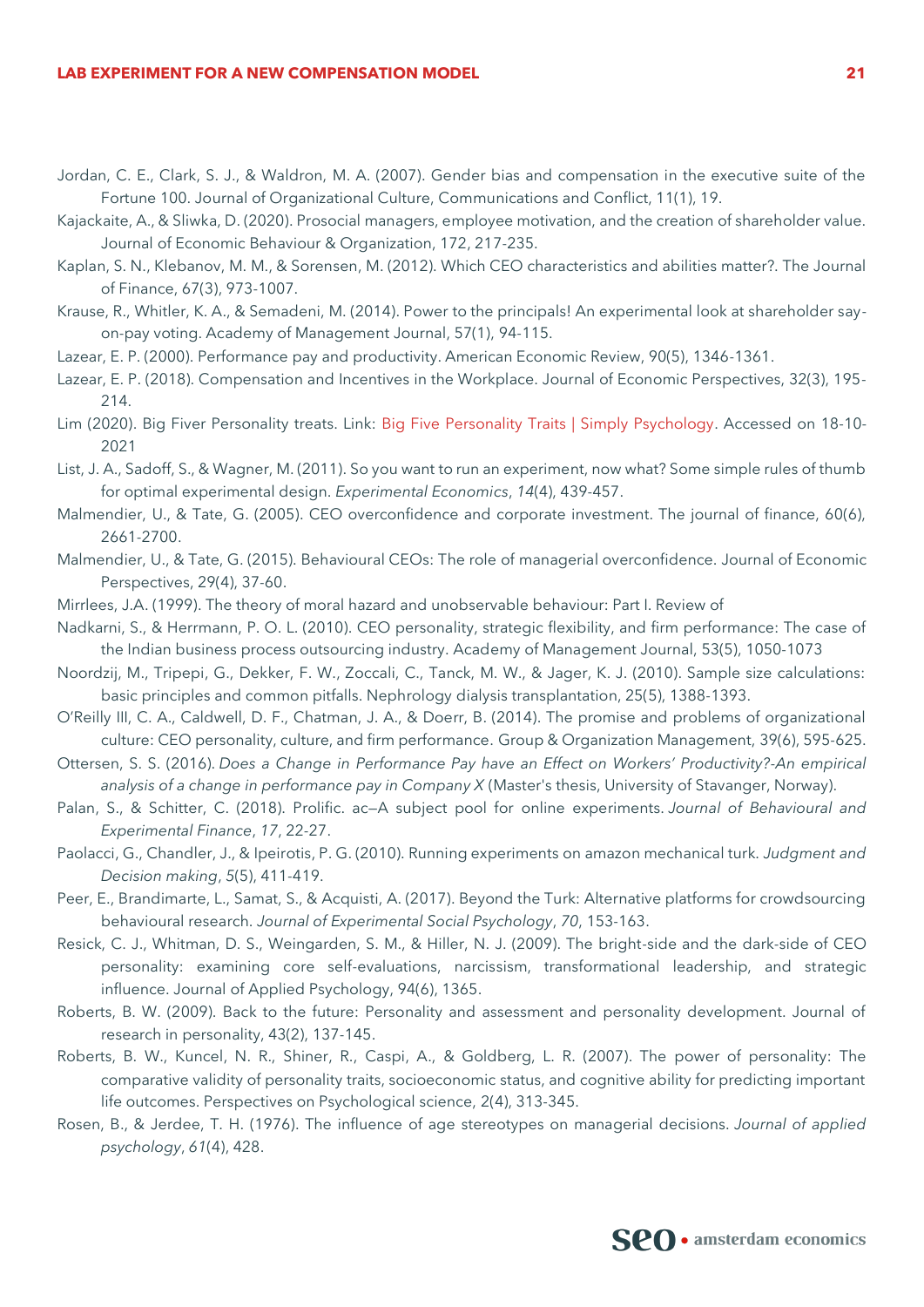Jordan, C. E., Clark, S. J., & Waldron, M. A. (2007). Gender bias and compensation in the executive suite of the Fortune 100. Journal of Organizational Culture, Communications and Conflict, 11(1), 19.

Kajackaite, A., & Sliwka, D. (2020). Prosocial managers, employee motivation, and the creation of shareholder value. Journal of Economic Behaviour & Organization, 172, 217-235.

Kaplan, S. N., Klebanov, M. M., & Sorensen, M. (2012). Which CEO characteristics and abilities matter?. The Journal of Finance, 67(3), 973-1007.

Krause, R., Whitler, K. A., & Semadeni, M. (2014). Power to the principals! An experimental look at shareholder say-on-pay voting. Academy of Management Journal, 57(1), 94-115.

Lazear, E. P. (2000). Performance pay and productivity. American Economic Review, 90(5), 1346-1361.

Lazear, E. P. (2018). Compensation and Incentives in the Workplace. Journal of Economic Perspectives, 32(3), 195-214.

Lim (2020). Big Fiver Personality treats. Link: Big Five Personality Traits | Simply Psychology. Accessed on 18-10-2021

List, J. A., Sadoff, S., & Wagner, M. (2011). So you want to run an experiment, now what? Some simple rules of thumb for optimal experimental design. *Experimental Economics*, *14*(4), 439-457.

Malmendier, U., & Tate, G. (2005). CEO overconfidence and corporate investment. The journal of finance, 60(6), 2661-2700.

Malmendier, U., & Tate, G. (2015). Behavioural CEOs: The role of managerial overconfidence. Journal of Economic Perspectives, 29(4), 37-60.

Mirrlees, J.A. (1999). The theory of moral hazard and unobservable behaviour: Part I. Review of

Nadkarni, S., & Herrmann, P. O. L. (2010). CEO personality, strategic flexibility, and firm performance: The case of the Indian business process outsourcing industry. Academy of Management Journal, 53(5), 1050-1073

Noordzij, M., Tripepi, G., Dekker, F. W., Zoccali, C., Tanck, M. W., & Jager, K. J. (2010). Sample size calculations: basic principles and common pitfalls. Nephrology dialysis transplantation, 25(5), 1388-1393.

O'Reilly III, C. A., Caldwell, D. F., Chatman, J. A., & Doerr, B. (2014). The promise and problems of organizational culture: CEO personality, culture, and firm performance. Group & Organization Management, 39(6), 595-625.

Ottersen, S. S. (2016). *Does a Change in Performance Pay have an Effect on Workers' Productivity?-An empirical analysis of a change in performance pay in Company X* (Master's thesis, University of Stavanger, Norway).

Palan, S., & Schitter, C. (2018). Prolific. ac—A subject pool for online experiments. *Journal of Behavioural and Experimental Finance*, *17*, 22-27.

Paolacci, G., Chandler, J., & Ipeirotis, P. G. (2010). Running experiments on amazon mechanical turk. *Judgment and Decision making*, *5*(5), 411-419.

Peer, E., Brandimarte, L., Samat, S., & Acquisti, A. (2017). Beyond the Turk: Alternative platforms for crowdsourcing behavioural research. *Journal of Experimental Social Psychology*, *70*, 153-163.

Resick, C. J., Whitman, D. S., Weingarden, S. M., & Hiller, N. J. (2009). The bright-side and the dark-side of CEO personality: examining core self-evaluations, narcissism, transformational leadership, and strategic influence. Journal of Applied Psychology, 94(6), 1365.

Roberts, B. W. (2009). Back to the future: Personality and assessment and personality development. Journal of research in personality, 43(2), 137-145.

Roberts, B. W., Kuncel, N. R., Shiner, R., Caspi, A., & Goldberg, L. R. (2007). The power of personality: The comparative validity of personality traits, socioeconomic status, and cognitive ability for predicting important life outcomes. Perspectives on Psychological science, 2(4), 313-345.

Rosen, B., & Jerdee, T. H. (1976). The influence of age stereotypes on managerial decisions. *Journal of applied psychology*, *61*(4), 428.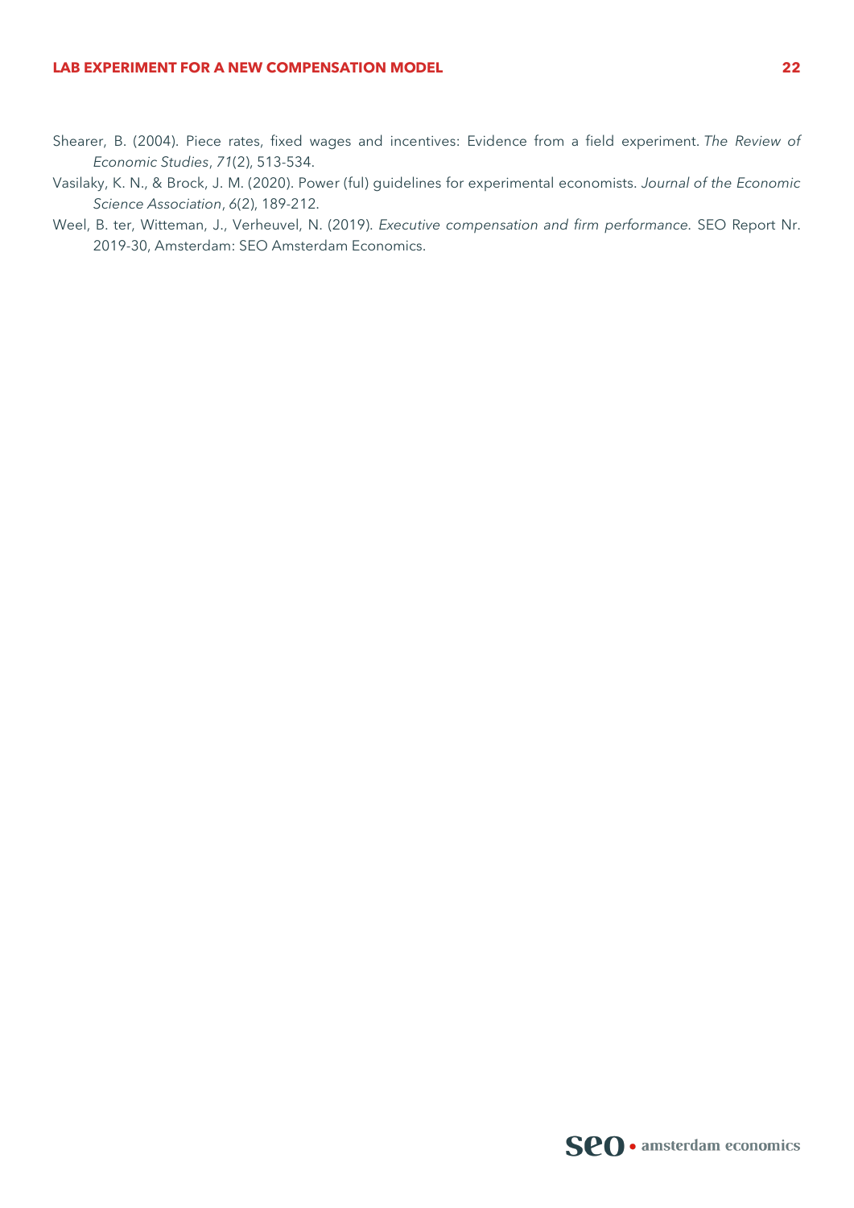Shearer, B. (2004). Piece rates, fixed wages and incentives: Evidence from a field experiment. *The Review of Economic Studies*, *71*(2), 513-534.

Vasilaky, K. N., & Brock, J. M. (2020). Power (ful) guidelines for experimental economists. *Journal of the Economic Science Association*, *6*(2), 189-212.

Weel, B. ter, Witteman, J., Verheuvel, N. (2019). *Executive compensation and firm performance.* SEO Report Nr. 2019-30, Amsterdam: SEO Amsterdam Economics.